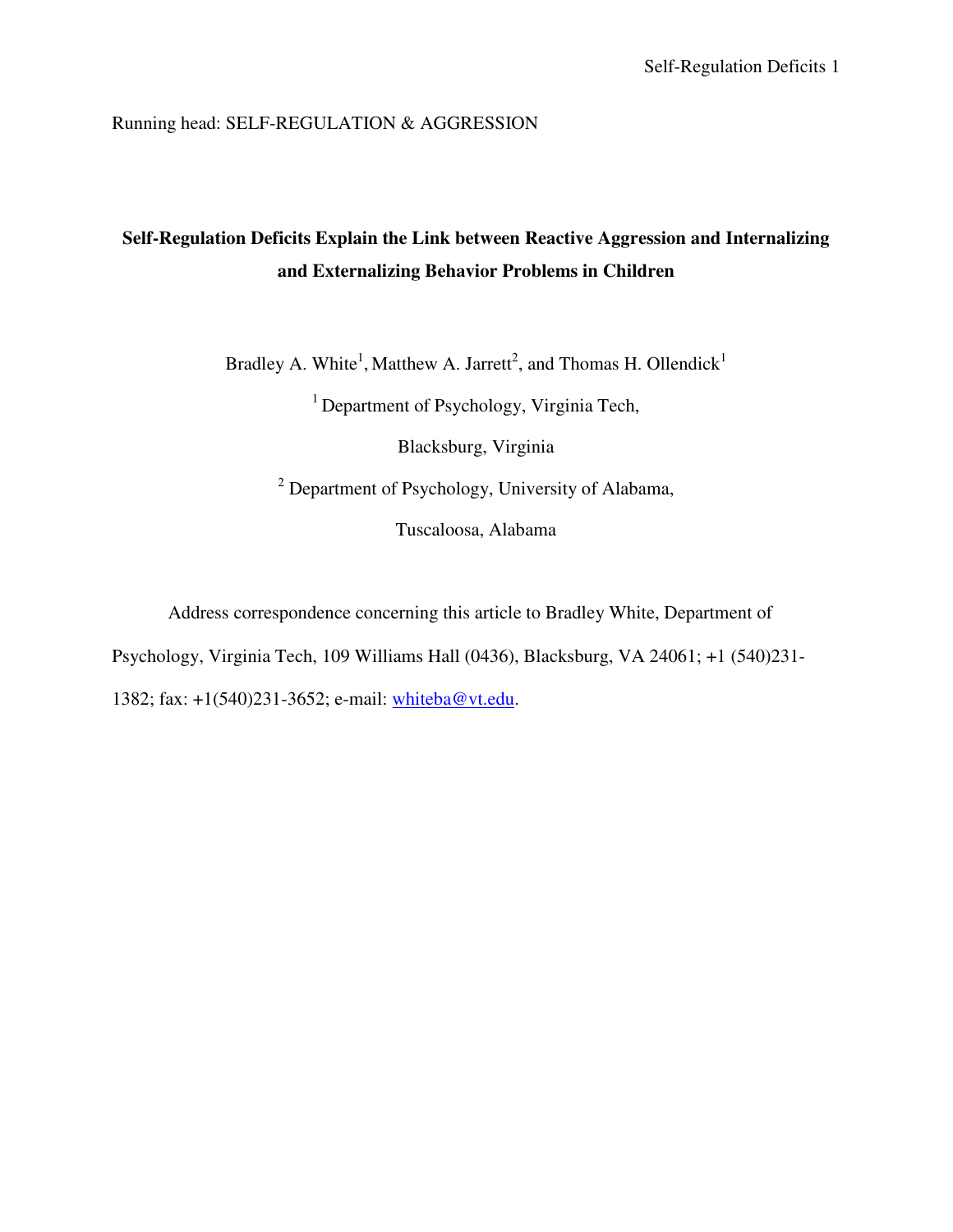Running head: SELF-REGULATION & AGGRESSION

# Self-Regulation Deficits Explain the Link between Reactive Aggression and Internalizing and Externalizing Behavior Problems in Children

Bradley A. White[1], Matthew A. Jarrett[2], and Thomas H. Ollendick[1]

[1] Department of Psychology, Virginia Tech,

Blacksburg, Virginia

[2] Department of Psychology, University of Alabama,

Tuscaloosa, Alabama

Address correspondence concerning this article to Bradley White, Department of Psychology, Virginia Tech, 109 Williams Hall (0436), Blacksburg, VA 24061; +1 (540)231-1382; fax: +1(540)231-3652; e-mail: whiteba@vt.edu.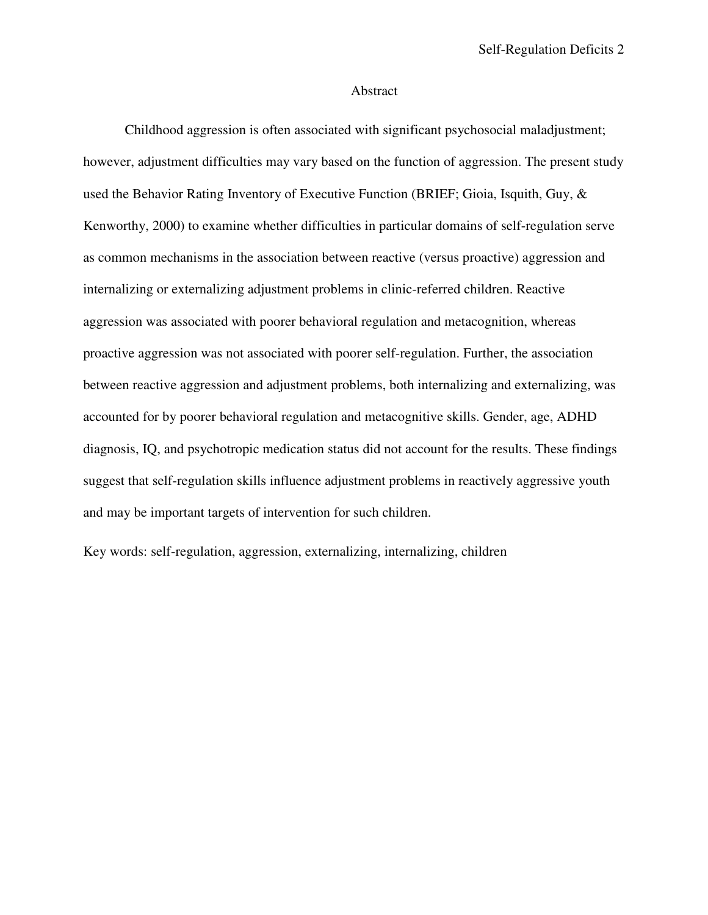## Abstract

Childhood aggression is often associated with significant psychosocial maladjustment; however, adjustment difficulties may vary based on the function of aggression. The present study used the Behavior Rating Inventory of Executive Function (BRIEF; Gioia, Isquith, Guy, & Kenworthy, 2000) to examine whether difficulties in particular domains of self-regulation serve as common mechanisms in the association between reactive (versus proactive) aggression and internalizing or externalizing adjustment problems in clinic-referred children. Reactive aggression was associated with poorer behavioral regulation and metacognition, whereas proactive aggression was not associated with poorer self-regulation. Further, the association between reactive aggression and adjustment problems, both internalizing and externalizing, was accounted for by poorer behavioral regulation and metacognitive skills. Gender, age, ADHD diagnosis, IQ, and psychotropic medication status did not account for the results. These findings suggest that self-regulation skills influence adjustment problems in reactively aggressive youth and may be important targets of intervention for such children.

Key words: self-regulation, aggression, externalizing, internalizing, children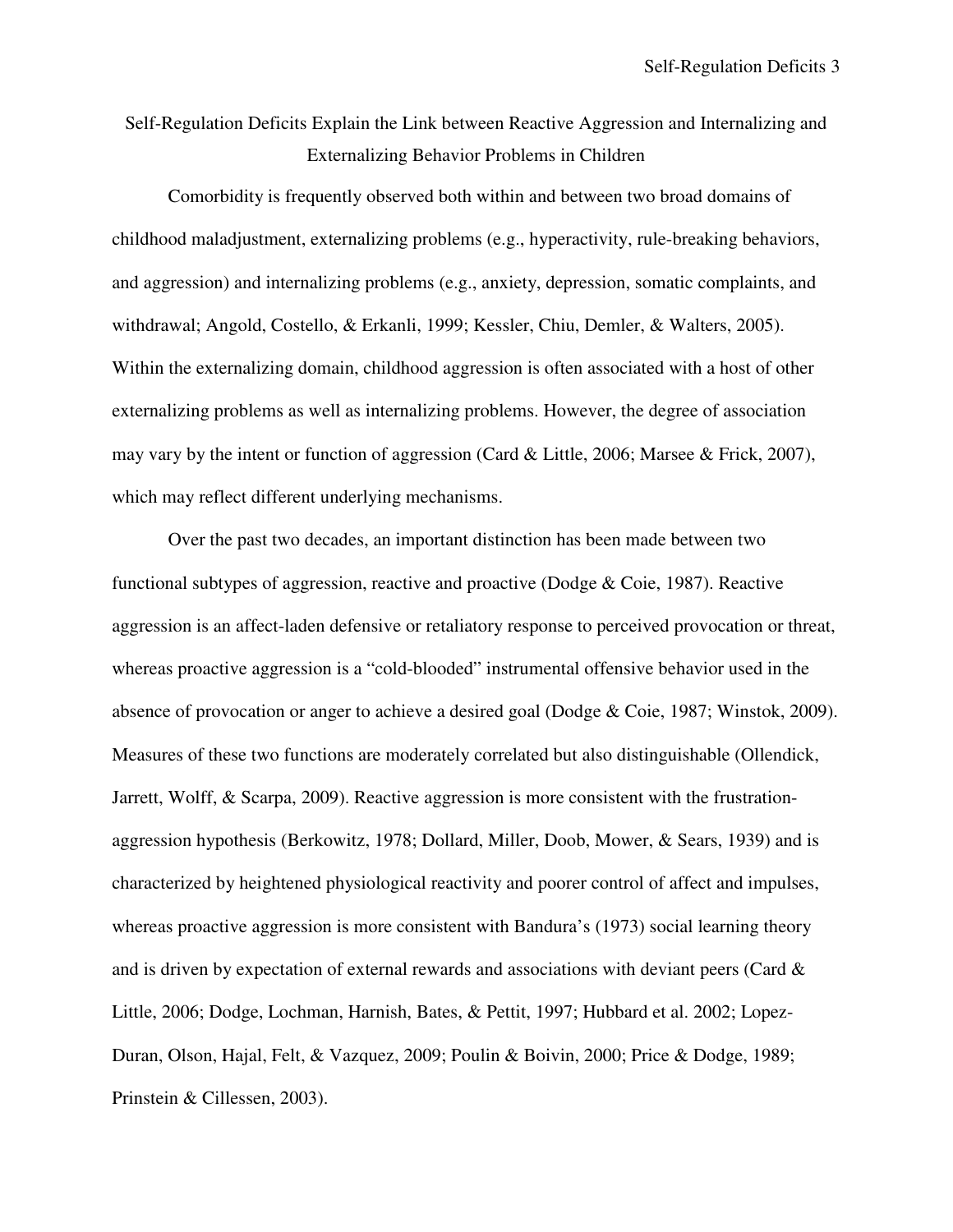# Self-Regulation Deficits Explain the Link between Reactive Aggression and Internalizing and Externalizing Behavior Problems in Children

Comorbidity is frequently observed both within and between two broad domains of childhood maladjustment, externalizing problems (e.g., hyperactivity, rule-breaking behaviors, and aggression) and internalizing problems (e.g., anxiety, depression, somatic complaints, and withdrawal; Angold, Costello, & Erkanli, 1999; Kessler, Chiu, Demler, & Walters, 2005). Within the externalizing domain, childhood aggression is often associated with a host of other externalizing problems as well as internalizing problems. However, the degree of association may vary by the intent or function of aggression (Card & Little, 2006; Marsee & Frick, 2007), which may reflect different underlying mechanisms.

Over the past two decades, an important distinction has been made between two functional subtypes of aggression, reactive and proactive (Dodge & Coie, 1987). Reactive aggression is an affect-laden defensive or retaliatory response to perceived provocation or threat, whereas proactive aggression is a "cold-blooded" instrumental offensive behavior used in the absence of provocation or anger to achieve a desired goal (Dodge & Coie, 1987; Winstok, 2009). Measures of these two functions are moderately correlated but also distinguishable (Ollendick, Jarrett, Wolff, & Scarpa, 2009). Reactive aggression is more consistent with the frustration-aggression hypothesis (Berkowitz, 1978; Dollard, Miller, Doob, Mower, & Sears, 1939) and is characterized by heightened physiological reactivity and poorer control of affect and impulses, whereas proactive aggression is more consistent with Bandura's (1973) social learning theory and is driven by expectation of external rewards and associations with deviant peers (Card & Little, 2006; Dodge, Lochman, Harnish, Bates, & Pettit, 1997; Hubbard et al. 2002; Lopez-Duran, Olson, Hajal, Felt, & Vazquez, 2009; Poulin & Boivin, 2000; Price & Dodge, 1989; Prinstein & Cillessen, 2003).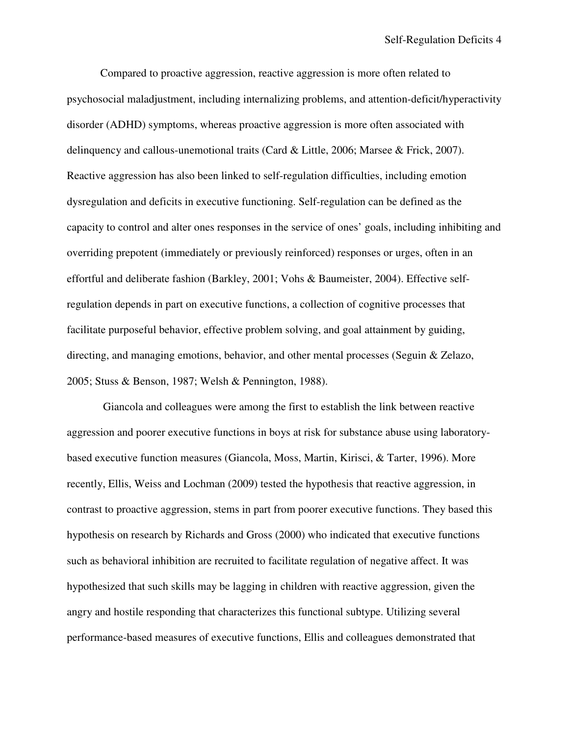Compared to proactive aggression, reactive aggression is more often related to psychosocial maladjustment, including internalizing problems, and attention-deficit/hyperactivity disorder (ADHD) symptoms, whereas proactive aggression is more often associated with delinquency and callous-unemotional traits (Card & Little, 2006; Marsee & Frick, 2007). Reactive aggression has also been linked to self-regulation difficulties, including emotion dysregulation and deficits in executive functioning. Self-regulation can be defined as the capacity to control and alter ones responses in the service of ones' goals, including inhibiting and overriding prepotent (immediately or previously reinforced) responses or urges, often in an effortful and deliberate fashion (Barkley, 2001; Vohs & Baumeister, 2004). Effective self-regulation depends in part on executive functions, a collection of cognitive processes that facilitate purposeful behavior, effective problem solving, and goal attainment by guiding, directing, and managing emotions, behavior, and other mental processes (Seguin & Zelazo, 2005; Stuss & Benson, 1987; Welsh & Pennington, 1988).

Giancola and colleagues were among the first to establish the link between reactive aggression and poorer executive functions in boys at risk for substance abuse using laboratory-based executive function measures (Giancola, Moss, Martin, Kirisci, & Tarter, 1996). More recently, Ellis, Weiss and Lochman (2009) tested the hypothesis that reactive aggression, in contrast to proactive aggression, stems in part from poorer executive functions. They based this hypothesis on research by Richards and Gross (2000) who indicated that executive functions such as behavioral inhibition are recruited to facilitate regulation of negative affect. It was hypothesized that such skills may be lagging in children with reactive aggression, given the angry and hostile responding that characterizes this functional subtype. Utilizing several performance-based measures of executive functions, Ellis and colleagues demonstrated that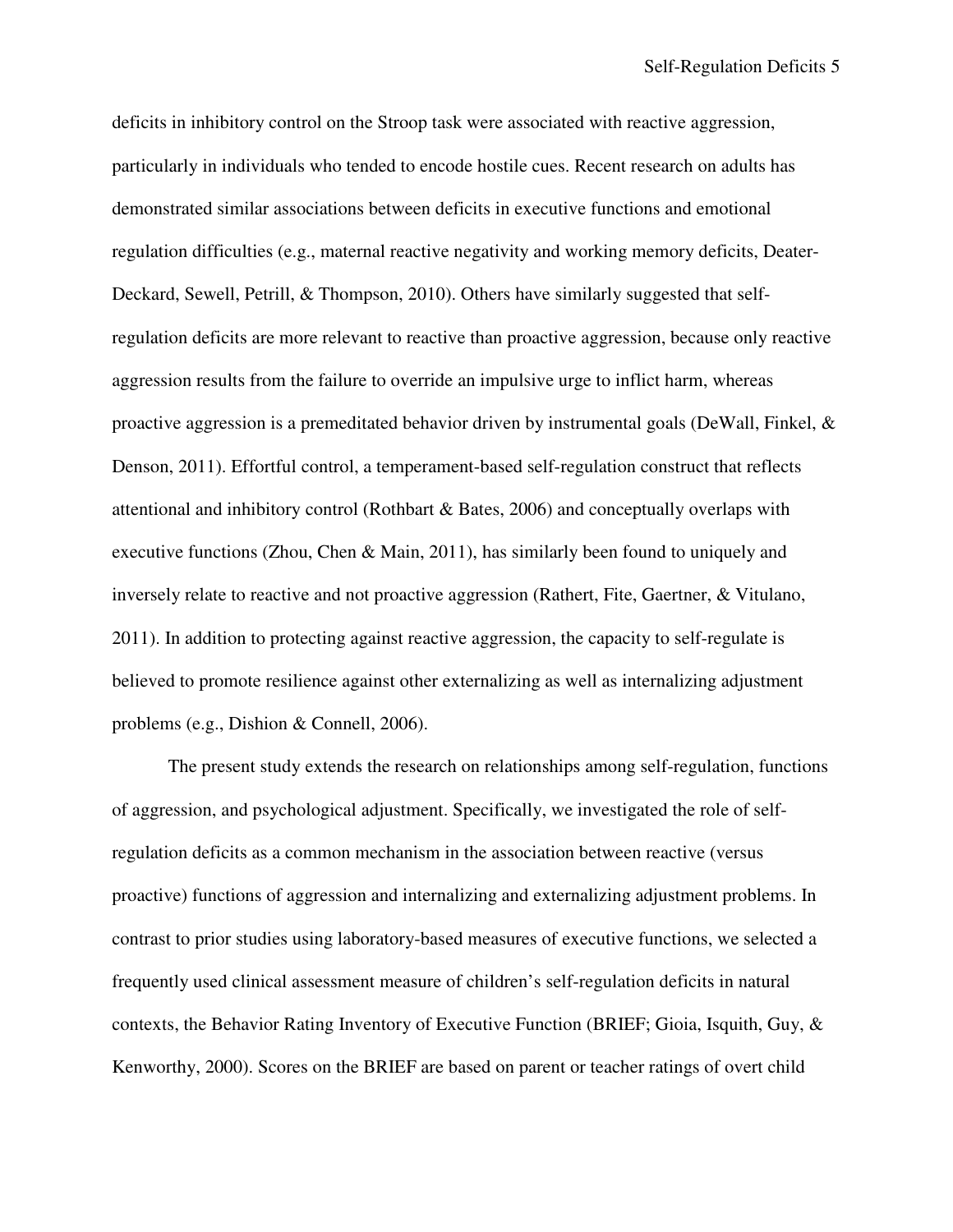deficits in inhibitory control on the Stroop task were associated with reactive aggression, particularly in individuals who tended to encode hostile cues. Recent research on adults has demonstrated similar associations between deficits in executive functions and emotional regulation difficulties (e.g., maternal reactive negativity and working memory deficits, Deater-Deckard, Sewell, Petrill, & Thompson, 2010). Others have similarly suggested that self-regulation deficits are more relevant to reactive than proactive aggression, because only reactive aggression results from the failure to override an impulsive urge to inflict harm, whereas proactive aggression is a premeditated behavior driven by instrumental goals (DeWall, Finkel, & Denson, 2011). Effortful control, a temperament-based self-regulation construct that reflects attentional and inhibitory control (Rothbart & Bates, 2006) and conceptually overlaps with executive functions (Zhou, Chen & Main, 2011), has similarly been found to uniquely and inversely relate to reactive and not proactive aggression (Rathert, Fite, Gaertner, & Vitulano, 2011). In addition to protecting against reactive aggression, the capacity to self-regulate is believed to promote resilience against other externalizing as well as internalizing adjustment problems (e.g., Dishion & Connell, 2006).

The present study extends the research on relationships among self-regulation, functions of aggression, and psychological adjustment. Specifically, we investigated the role of self-regulation deficits as a common mechanism in the association between reactive (versus proactive) functions of aggression and internalizing and externalizing adjustment problems. In contrast to prior studies using laboratory-based measures of executive functions, we selected a frequently used clinical assessment measure of children's self-regulation deficits in natural contexts, the Behavior Rating Inventory of Executive Function (BRIEF; Gioia, Isquith, Guy, & Kenworthy, 2000). Scores on the BRIEF are based on parent or teacher ratings of overt child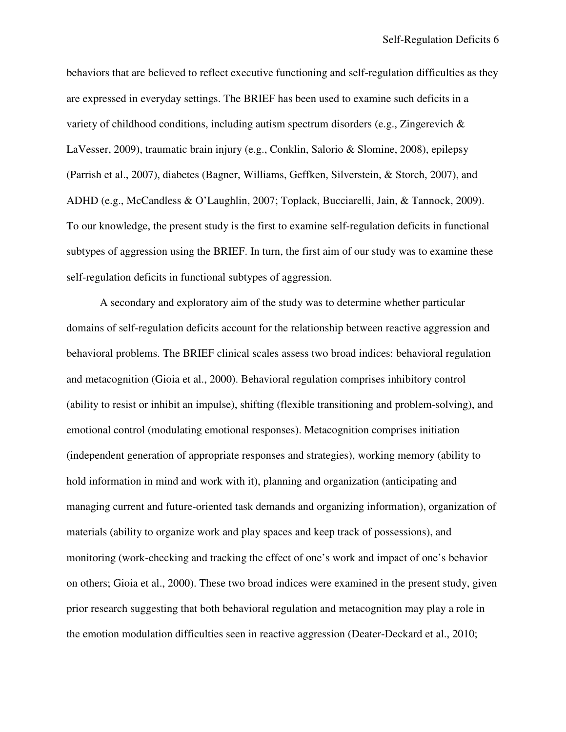behaviors that are believed to reflect executive functioning and self-regulation difficulties as they are expressed in everyday settings. The BRIEF has been used to examine such deficits in a variety of childhood conditions, including autism spectrum disorders (e.g., Zingerevich & LaVesser, 2009), traumatic brain injury (e.g., Conklin, Salorio & Slomine, 2008), epilepsy (Parrish et al., 2007), diabetes (Bagner, Williams, Geffken, Silverstein, & Storch, 2007), and ADHD (e.g., McCandless & O'Laughlin, 2007; Toplack, Bucciarelli, Jain, & Tannock, 2009). To our knowledge, the present study is the first to examine self-regulation deficits in functional subtypes of aggression using the BRIEF. In turn, the first aim of our study was to examine these self-regulation deficits in functional subtypes of aggression.

A secondary and exploratory aim of the study was to determine whether particular domains of self-regulation deficits account for the relationship between reactive aggression and behavioral problems. The BRIEF clinical scales assess two broad indices: behavioral regulation and metacognition (Gioia et al., 2000). Behavioral regulation comprises inhibitory control (ability to resist or inhibit an impulse), shifting (flexible transitioning and problem-solving), and emotional control (modulating emotional responses). Metacognition comprises initiation (independent generation of appropriate responses and strategies), working memory (ability to hold information in mind and work with it), planning and organization (anticipating and managing current and future-oriented task demands and organizing information), organization of materials (ability to organize work and play spaces and keep track of possessions), and monitoring (work-checking and tracking the effect of one's work and impact of one's behavior on others; Gioia et al., 2000). These two broad indices were examined in the present study, given prior research suggesting that both behavioral regulation and metacognition may play a role in the emotion modulation difficulties seen in reactive aggression (Deater-Deckard et al., 2010;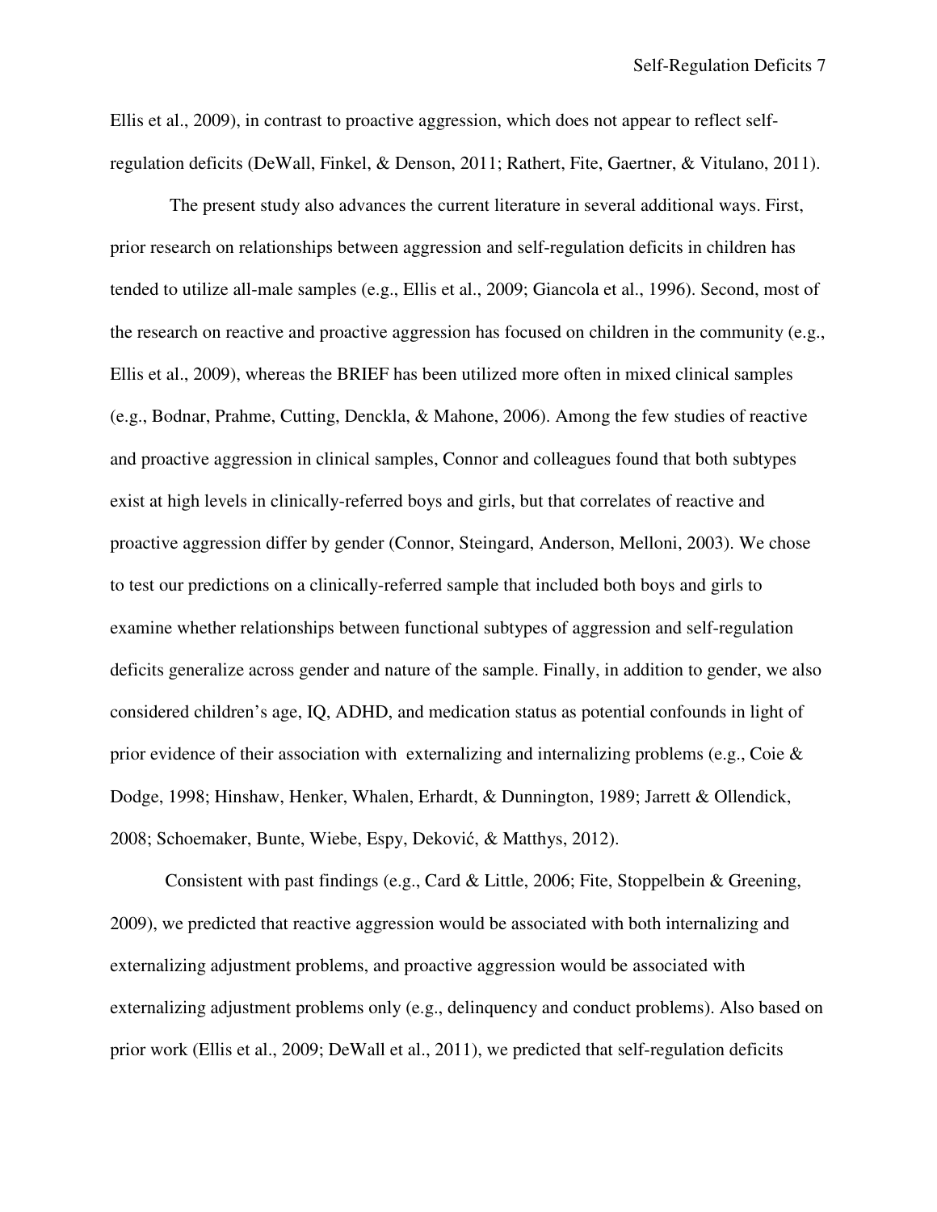Ellis et al., 2009), in contrast to proactive aggression, which does not appear to reflect self-regulation deficits (DeWall, Finkel, & Denson, 2011; Rathert, Fite, Gaertner, & Vitulano, 2011).

The present study also advances the current literature in several additional ways. First, prior research on relationships between aggression and self-regulation deficits in children has tended to utilize all-male samples (e.g., Ellis et al., 2009; Giancola et al., 1996). Second, most of the research on reactive and proactive aggression has focused on children in the community (e.g., Ellis et al., 2009), whereas the BRIEF has been utilized more often in mixed clinical samples (e.g., Bodnar, Prahme, Cutting, Denckla, & Mahone, 2006). Among the few studies of reactive and proactive aggression in clinical samples, Connor and colleagues found that both subtypes exist at high levels in clinically-referred boys and girls, but that correlates of reactive and proactive aggression differ by gender (Connor, Steingard, Anderson, Melloni, 2003). We chose to test our predictions on a clinically-referred sample that included both boys and girls to examine whether relationships between functional subtypes of aggression and self-regulation deficits generalize across gender and nature of the sample. Finally, in addition to gender, we also considered children's age, IQ, ADHD, and medication status as potential confounds in light of prior evidence of their association with externalizing and internalizing problems (e.g., Coie & Dodge, 1998; Hinshaw, Henker, Whalen, Erhardt, & Dunnington, 1989; Jarrett & Ollendick, 2008; Schoemaker, Bunte, Wiebe, Espy, Deković, & Matthys, 2012).

Consistent with past findings (e.g., Card & Little, 2006; Fite, Stoppelbein & Greening, 2009), we predicted that reactive aggression would be associated with both internalizing and externalizing adjustment problems, and proactive aggression would be associated with externalizing adjustment problems only (e.g., delinquency and conduct problems). Also based on prior work (Ellis et al., 2009; DeWall et al., 2011), we predicted that self-regulation deficits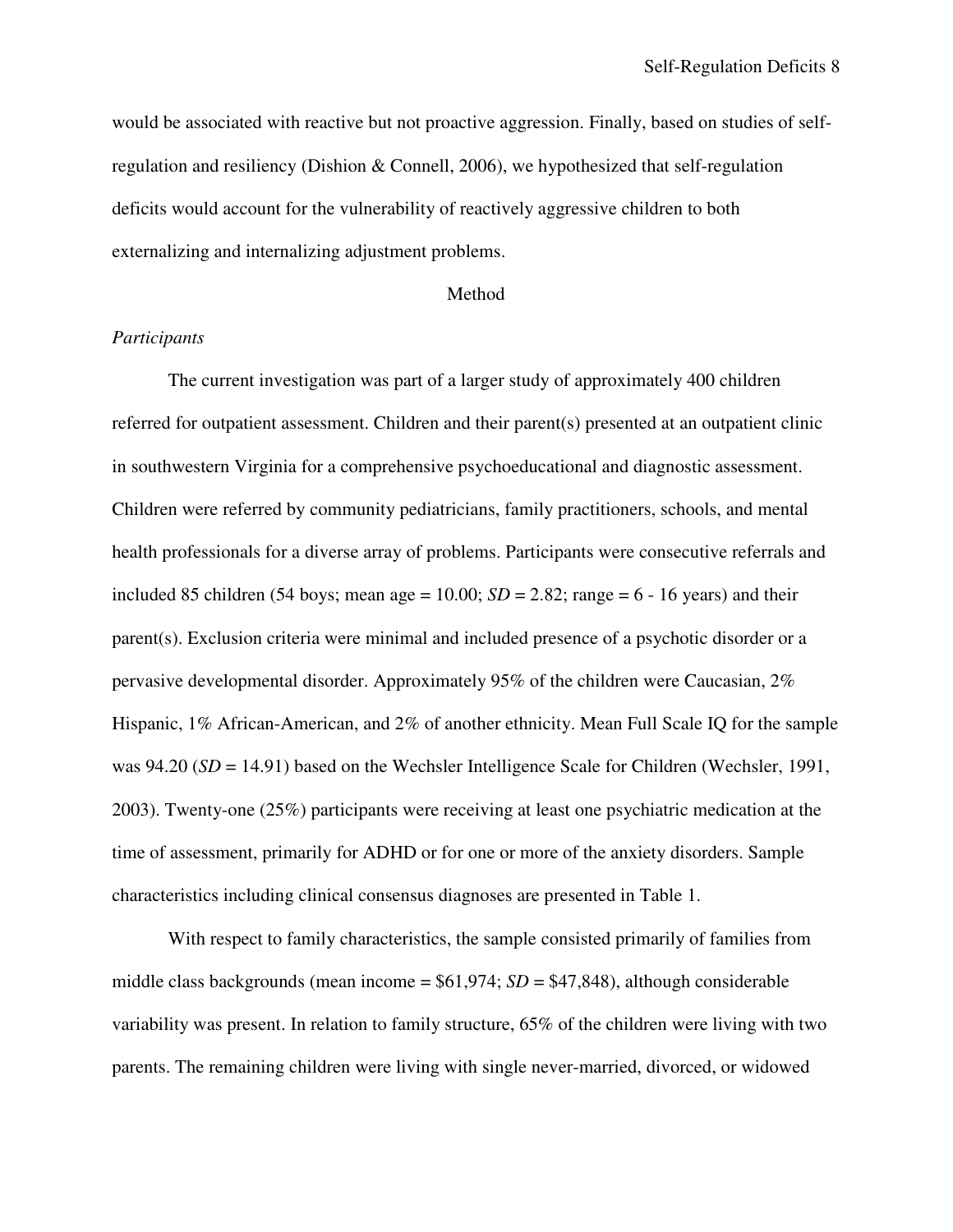would be associated with reactive but not proactive aggression. Finally, based on studies of self-regulation and resiliency (Dishion & Connell, 2006), we hypothesized that self-regulation deficits would account for the vulnerability of reactively aggressive children to both externalizing and internalizing adjustment problems.

## Method

### *Participants*

The current investigation was part of a larger study of approximately 400 children referred for outpatient assessment. Children and their parent(s) presented at an outpatient clinic in southwestern Virginia for a comprehensive psychoeducational and diagnostic assessment. Children were referred by community pediatricians, family practitioners, schools, and mental health professionals for a diverse array of problems. Participants were consecutive referrals and included 85 children (54 boys; mean age = 10.00; *SD* = 2.82; range = 6 - 16 years) and their parent(s). Exclusion criteria were minimal and included presence of a psychotic disorder or a pervasive developmental disorder. Approximately 95% of the children were Caucasian, 2% Hispanic, 1% African-American, and 2% of another ethnicity. Mean Full Scale IQ for the sample was 94.20 (*SD* = 14.91) based on the Wechsler Intelligence Scale for Children (Wechsler, 1991, 2003). Twenty-one (25%) participants were receiving at least one psychiatric medication at the time of assessment, primarily for ADHD or for one or more of the anxiety disorders. Sample characteristics including clinical consensus diagnoses are presented in Table 1.

With respect to family characteristics, the sample consisted primarily of families from middle class backgrounds (mean income = $61,974; *SD* = $47,848), although considerable variability was present. In relation to family structure, 65% of the children were living with two parents. The remaining children were living with single never-married, divorced, or widowed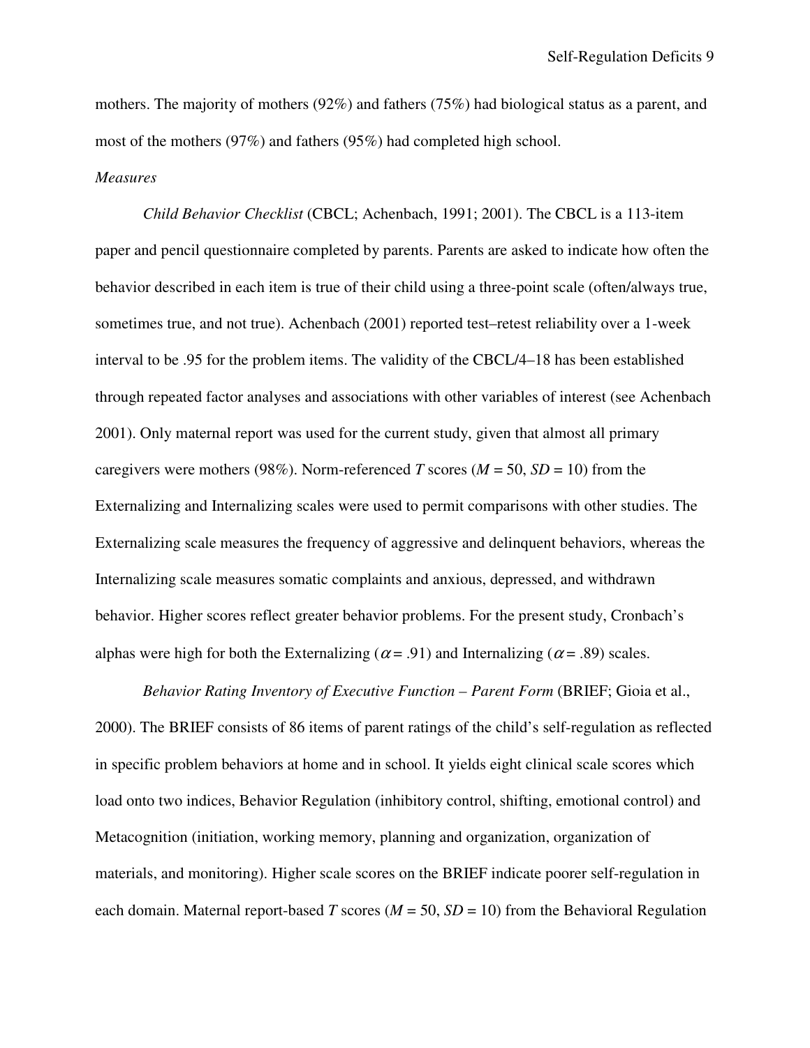mothers. The majority of mothers (92%) and fathers (75%) had biological status as a parent, and most of the mothers (97%) and fathers (95%) had completed high school.

*Measures*

*Child Behavior Checklist* (CBCL; Achenbach, 1991; 2001). The CBCL is a 113-item paper and pencil questionnaire completed by parents. Parents are asked to indicate how often the behavior described in each item is true of their child using a three-point scale (often/always true, sometimes true, and not true). Achenbach (2001) reported test–retest reliability over a 1-week interval to be .95 for the problem items. The validity of the CBCL/4–18 has been established through repeated factor analyses and associations with other variables of interest (see Achenbach 2001). Only maternal report was used for the current study, given that almost all primary caregivers were mothers (98%). Norm-referenced *T* scores ($M$ = 50, $SD$ = 10) from the Externalizing and Internalizing scales were used to permit comparisons with other studies. The Externalizing scale measures the frequency of aggressive and delinquent behaviors, whereas the Internalizing scale measures somatic complaints and anxious, depressed, and withdrawn behavior. Higher scores reflect greater behavior problems. For the present study, Cronbach's alphas were high for both the Externalizing ($\alpha$ = .91) and Internalizing ($\alpha$ = .89) scales.

*Behavior Rating Inventory of Executive Function – Parent Form* (BRIEF; Gioia et al., 2000). The BRIEF consists of 86 items of parent ratings of the child's self-regulation as reflected in specific problem behaviors at home and in school. It yields eight clinical scale scores which load onto two indices, Behavior Regulation (inhibitory control, shifting, emotional control) and Metacognition (initiation, working memory, planning and organization, organization of materials, and monitoring). Higher scale scores on the BRIEF indicate poorer self-regulation in each domain. Maternal report-based *T* scores ($M$ = 50, $SD$ = 10) from the Behavioral Regulation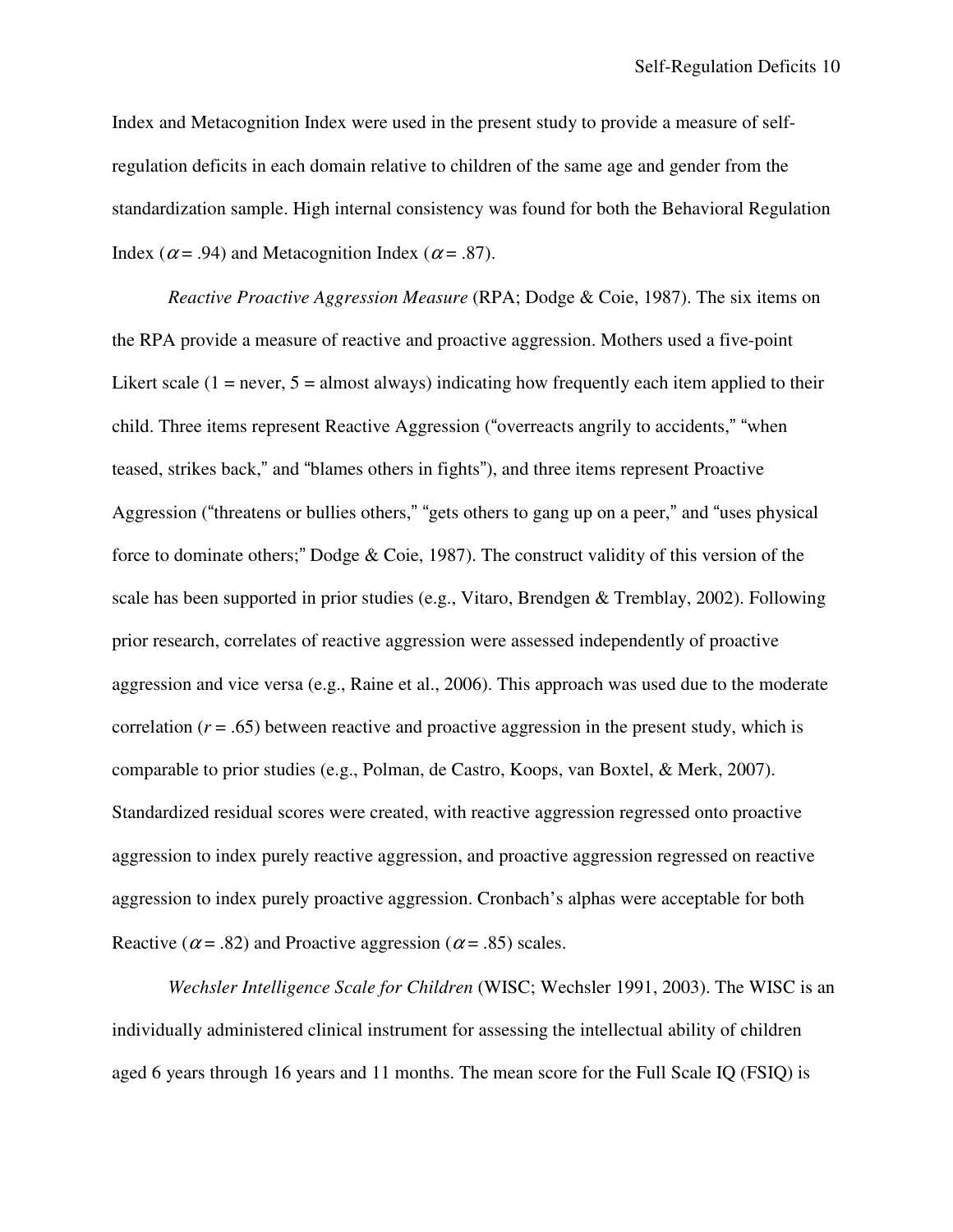Index and Metacognition Index were used in the present study to provide a measure of self-regulation deficits in each domain relative to children of the same age and gender from the standardization sample. High internal consistency was found for both the Behavioral Regulation Index ($\alpha = .94$) and Metacognition Index ($\alpha = .87$).

*Reactive Proactive Aggression Measure* (RPA; Dodge & Coie, 1987). The six items on the RPA provide a measure of reactive and proactive aggression. Mothers used a five-point Likert scale (1 = never, 5 = almost always) indicating how frequently each item applied to their child. Three items represent Reactive Aggression ("overreacts angrily to accidents," "when teased, strikes back," and "blames others in fights"), and three items represent Proactive Aggression ("threatens or bullies others," "gets others to gang up on a peer," and "uses physical force to dominate others;" Dodge & Coie, 1987). The construct validity of this version of the scale has been supported in prior studies (e.g., Vitaro, Brendgen & Tremblay, 2002). Following prior research, correlates of reactive aggression were assessed independently of proactive aggression and vice versa (e.g., Raine et al., 2006). This approach was used due to the moderate correlation ($r = .65$) between reactive and proactive aggression in the present study, which is comparable to prior studies (e.g., Polman, de Castro, Koops, van Boxtel, & Merk, 2007). Standardized residual scores were created, with reactive aggression regressed onto proactive aggression to index purely reactive aggression, and proactive aggression regressed on reactive aggression to index purely proactive aggression. Cronbach's alphas were acceptable for both Reactive ($\alpha = .82$) and Proactive aggression ($\alpha = .85$) scales.

*Wechsler Intelligence Scale for Children* (WISC; Wechsler 1991, 2003). The WISC is an individually administered clinical instrument for assessing the intellectual ability of children aged 6 years through 16 years and 11 months. The mean score for the Full Scale IQ (FSIQ) is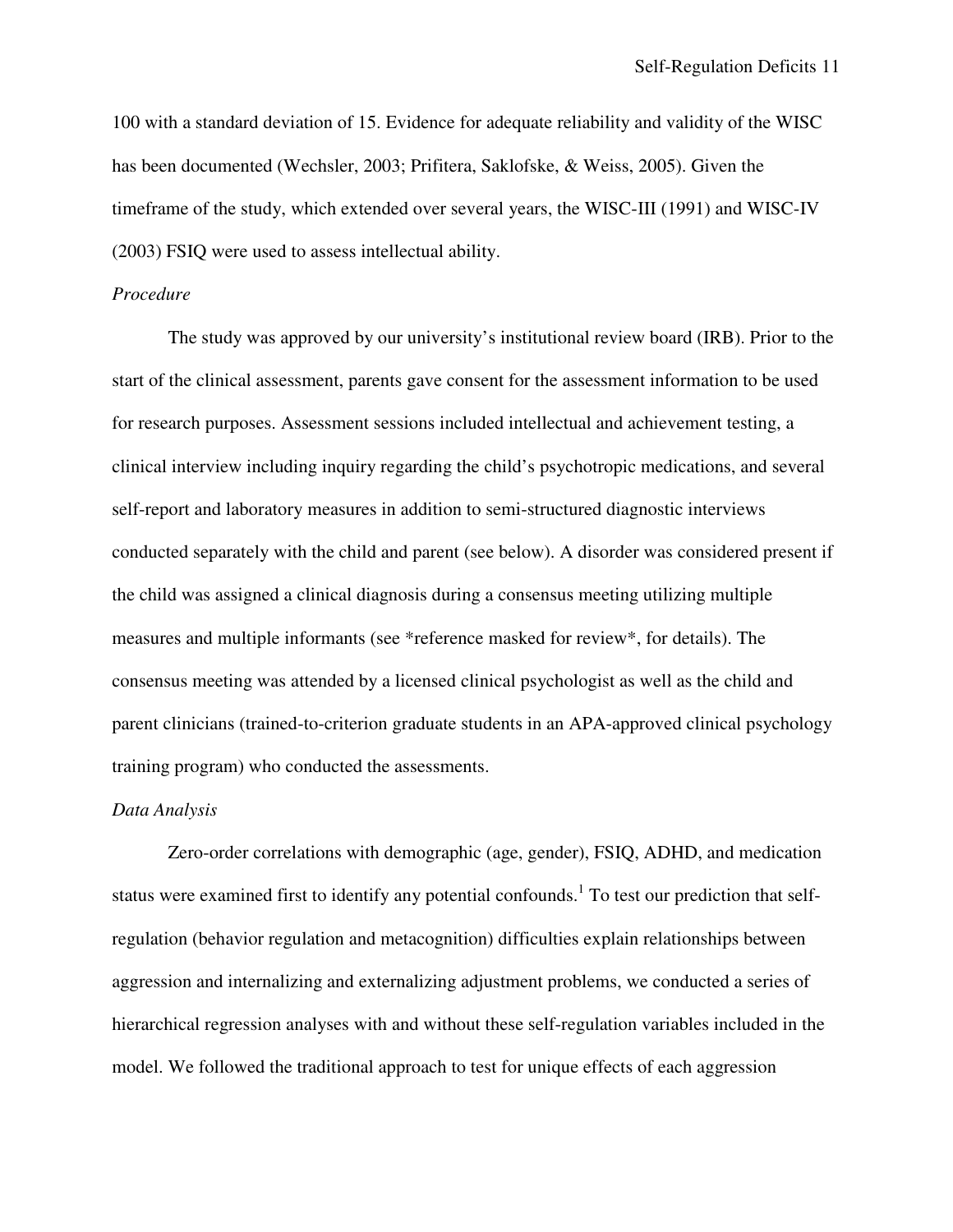100 with a standard deviation of 15. Evidence for adequate reliability and validity of the WISC has been documented (Wechsler, 2003; Prifitera, Saklofske, & Weiss, 2005). Given the timeframe of the study, which extended over several years, the WISC-III (1991) and WISC-IV (2003) FSIQ were used to assess intellectual ability.

*Procedure*

The study was approved by our university's institutional review board (IRB). Prior to the start of the clinical assessment, parents gave consent for the assessment information to be used for research purposes. Assessment sessions included intellectual and achievement testing, a clinical interview including inquiry regarding the child's psychotropic medications, and several self-report and laboratory measures in addition to semi-structured diagnostic interviews conducted separately with the child and parent (see below). A disorder was considered present if the child was assigned a clinical diagnosis during a consensus meeting utilizing multiple measures and multiple informants (see *reference masked for review*, for details). The consensus meeting was attended by a licensed clinical psychologist as well as the child and parent clinicians (trained-to-criterion graduate students in an APA-approved clinical psychology training program) who conducted the assessments.

*Data Analysis*

Zero-order correlations with demographic (age, gender), FSIQ, ADHD, and medication status were examined first to identify any potential confounds.[1] To test our prediction that self-regulation (behavior regulation and metacognition) difficulties explain relationships between aggression and internalizing and externalizing adjustment problems, we conducted a series of hierarchical regression analyses with and without these self-regulation variables included in the model. We followed the traditional approach to test for unique effects of each aggression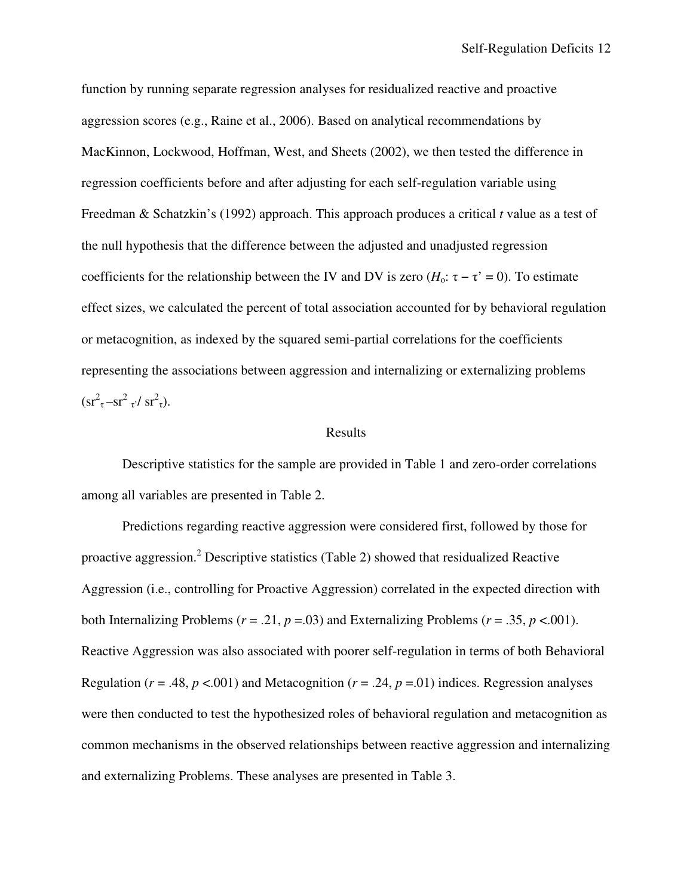function by running separate regression analyses for residualized reactive and proactive aggression scores (e.g., Raine et al., 2006). Based on analytical recommendations by MacKinnon, Lockwood, Hoffman, West, and Sheets (2002), we then tested the difference in regression coefficients before and after adjusting for each self-regulation variable using Freedman & Schatzkin's (1992) approach. This approach produces a critical *t* value as a test of the null hypothesis that the difference between the adjusted and unadjusted regression coefficients for the relationship between the IV and DV is zero ($H_o$: $\tau - \tau' = 0$). To estimate effect sizes, we calculated the percent of total association accounted for by behavioral regulation or metacognition, as indexed by the squared semi-partial correlations for the coefficients representing the associations between aggression and internalizing or externalizing problems ($sr^2_{\tau} - sr^2_{\tau'} / sr^2_{\tau}$).

## Results

Descriptive statistics for the sample are provided in Table 1 and zero-order correlations among all variables are presented in Table 2.

Predictions regarding reactive aggression were considered first, followed by those for proactive aggression.[2] Descriptive statistics (Table 2) showed that residualized Reactive Aggression (i.e., controlling for Proactive Aggression) correlated in the expected direction with both Internalizing Problems ($r = .21$, $p = .03$) and Externalizing Problems ($r = .35$, $p < .001$). Reactive Aggression was also associated with poorer self-regulation in terms of both Behavioral Regulation ($r = .48$, $p < .001$) and Metacognition ($r = .24$, $p = .01$) indices. Regression analyses were then conducted to test the hypothesized roles of behavioral regulation and metacognition as common mechanisms in the observed relationships between reactive aggression and internalizing and externalizing Problems. These analyses are presented in Table 3.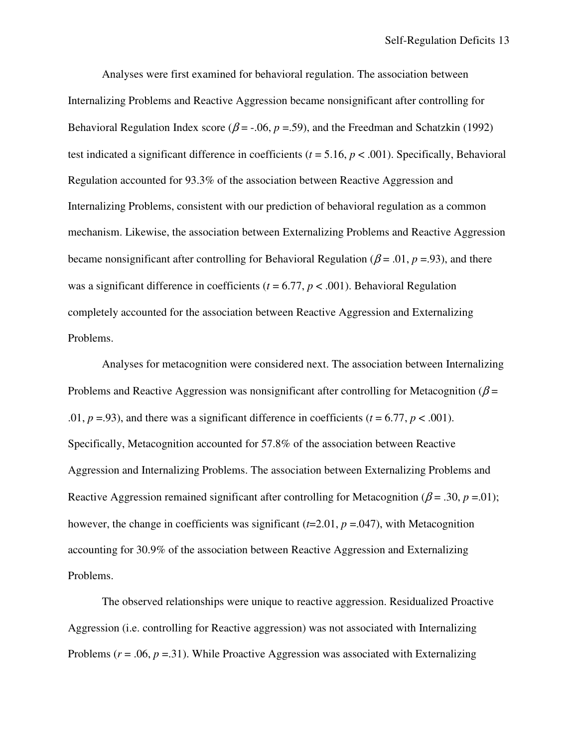Analyses were first examined for behavioral regulation. The association between Internalizing Problems and Reactive Aggression became nonsignificant after controlling for Behavioral Regulation Index score ($\beta$ = -.06, *p* =.59), and the Freedman and Schatzkin (1992) test indicated a significant difference in coefficients (*t* = 5.16, *p* < .001). Specifically, Behavioral Regulation accounted for 93.3% of the association between Reactive Aggression and Internalizing Problems, consistent with our prediction of behavioral regulation as a common mechanism. Likewise, the association between Externalizing Problems and Reactive Aggression became nonsignificant after controlling for Behavioral Regulation ($\beta$ = .01, *p* =.93), and there was a significant difference in coefficients (*t* = 6.77, *p* < .001). Behavioral Regulation completely accounted for the association between Reactive Aggression and Externalizing Problems.

Analyses for metacognition were considered next. The association between Internalizing Problems and Reactive Aggression was nonsignificant after controlling for Metacognition ($\beta$ = .01, *p* =.93), and there was a significant difference in coefficients (*t* = 6.77, *p* < .001). Specifically, Metacognition accounted for 57.8% of the association between Reactive Aggression and Internalizing Problems. The association between Externalizing Problems and Reactive Aggression remained significant after controlling for Metacognition ($\beta$ = .30, *p* =.01); however, the change in coefficients was significant (*t*=2.01, *p* =.047), with Metacognition accounting for 30.9% of the association between Reactive Aggression and Externalizing Problems.

The observed relationships were unique to reactive aggression. Residualized Proactive Aggression (i.e. controlling for Reactive aggression) was not associated with Internalizing Problems (*r* = .06, *p* =.31). While Proactive Aggression was associated with Externalizing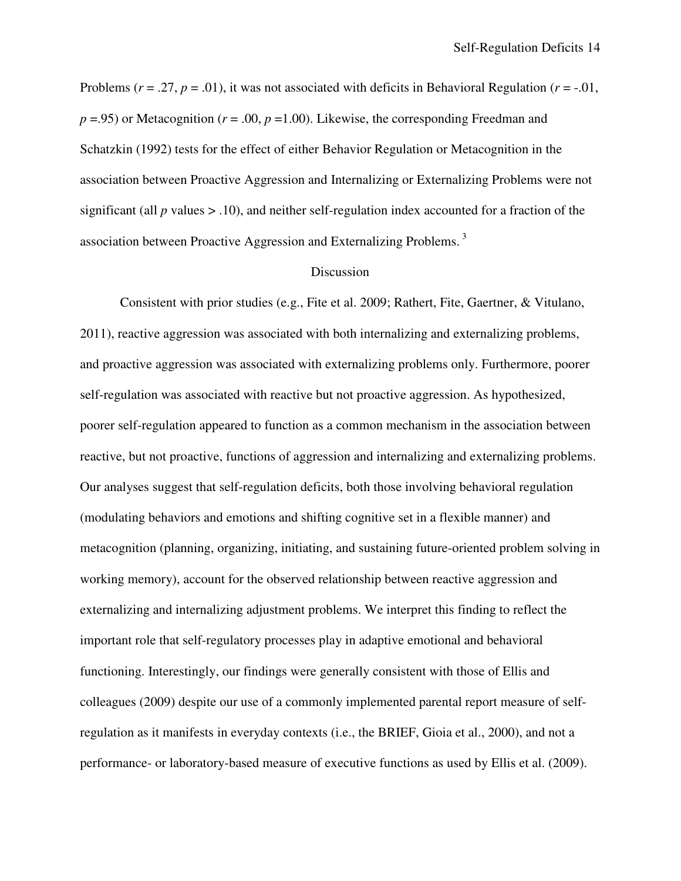Problems ($r = .27$, $p = .01$), it was not associated with deficits in Behavioral Regulation ($r = -.01$, $p = .95$) or Metacognition ($r = .00$, $p = 1.00$). Likewise, the corresponding Freedman and Schatzkin (1992) tests for the effect of either Behavior Regulation or Metacognition in the association between Proactive Aggression and Internalizing or Externalizing Problems were not significant (all $p$ values $> .10$), and neither self-regulation index accounted for a fraction of the association between Proactive Aggression and Externalizing Problems. [3]

## Discussion

Consistent with prior studies (e.g., Fite et al. 2009; Rathert, Fite, Gaertner, & Vitulano, 2011), reactive aggression was associated with both internalizing and externalizing problems, and proactive aggression was associated with externalizing problems only. Furthermore, poorer self-regulation was associated with reactive but not proactive aggression. As hypothesized, poorer self-regulation appeared to function as a common mechanism in the association between reactive, but not proactive, functions of aggression and internalizing and externalizing problems. Our analyses suggest that self-regulation deficits, both those involving behavioral regulation (modulating behaviors and emotions and shifting cognitive set in a flexible manner) and metacognition (planning, organizing, initiating, and sustaining future-oriented problem solving in working memory), account for the observed relationship between reactive aggression and externalizing and internalizing adjustment problems. We interpret this finding to reflect the important role that self-regulatory processes play in adaptive emotional and behavioral functioning. Interestingly, our findings were generally consistent with those of Ellis and colleagues (2009) despite our use of a commonly implemented parental report measure of self-regulation as it manifests in everyday contexts (i.e., the BRIEF, Gioia et al., 2000), and not a performance- or laboratory-based measure of executive functions as used by Ellis et al. (2009).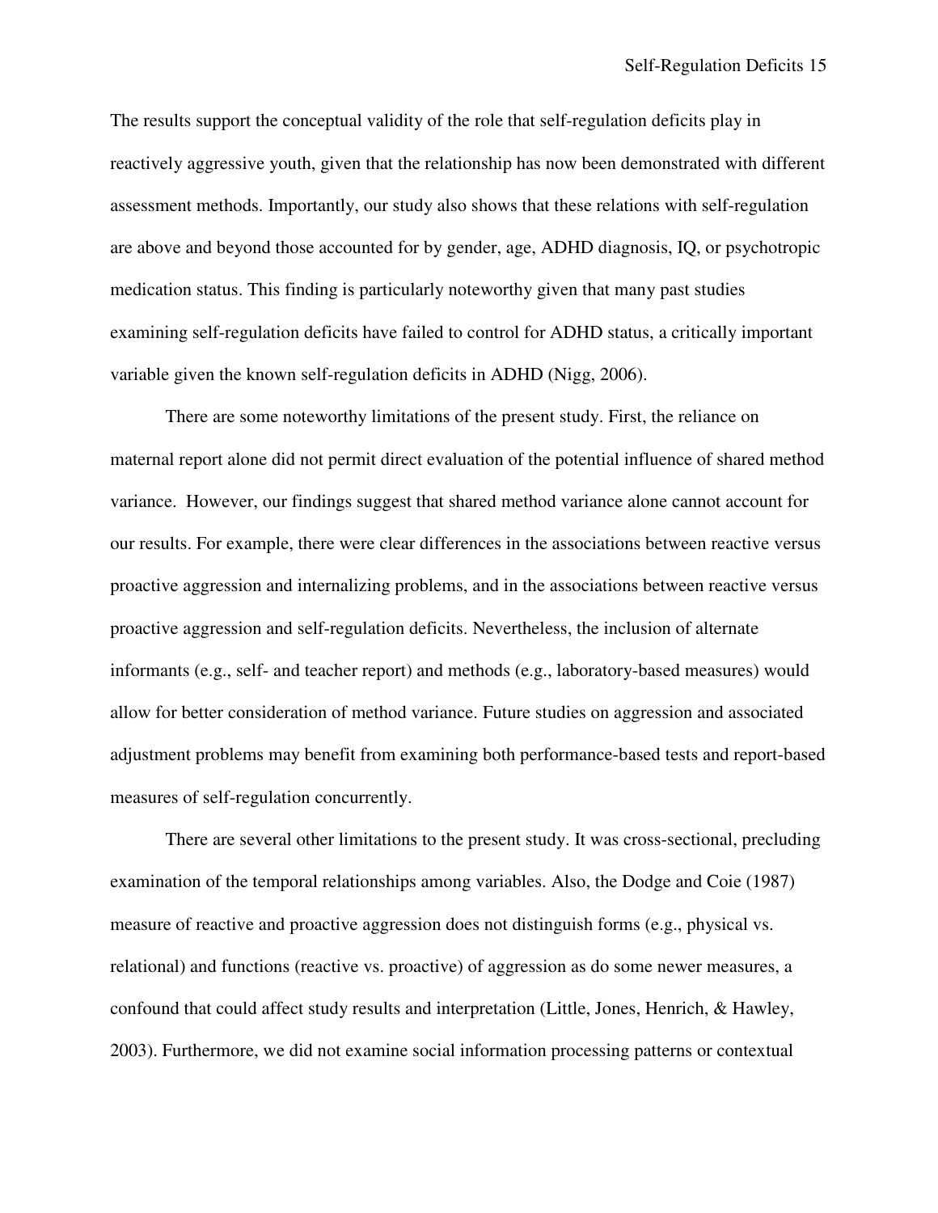The results support the conceptual validity of the role that self-regulation deficits play in reactively aggressive youth, given that the relationship has now been demonstrated with different assessment methods. Importantly, our study also shows that these relations with self-regulation are above and beyond those accounted for by gender, age, ADHD diagnosis, IQ, or psychotropic medication status. This finding is particularly noteworthy given that many past studies examining self-regulation deficits have failed to control for ADHD status, a critically important variable given the known self-regulation deficits in ADHD (Nigg, 2006).

There are some noteworthy limitations of the present study. First, the reliance on maternal report alone did not permit direct evaluation of the potential influence of shared method variance. However, our findings suggest that shared method variance alone cannot account for our results. For example, there were clear differences in the associations between reactive versus proactive aggression and internalizing problems, and in the associations between reactive versus proactive aggression and self-regulation deficits. Nevertheless, the inclusion of alternate informants (e.g., self- and teacher report) and methods (e.g., laboratory-based measures) would allow for better consideration of method variance. Future studies on aggression and associated adjustment problems may benefit from examining both performance-based tests and report-based measures of self-regulation concurrently.

There are several other limitations to the present study. It was cross-sectional, precluding examination of the temporal relationships among variables. Also, the Dodge and Coie (1987) measure of reactive and proactive aggression does not distinguish forms (e.g., physical vs. relational) and functions (reactive vs. proactive) of aggression as do some newer measures, a confound that could affect study results and interpretation (Little, Jones, Henrich, & Hawley, 2003). Furthermore, we did not examine social information processing patterns or contextual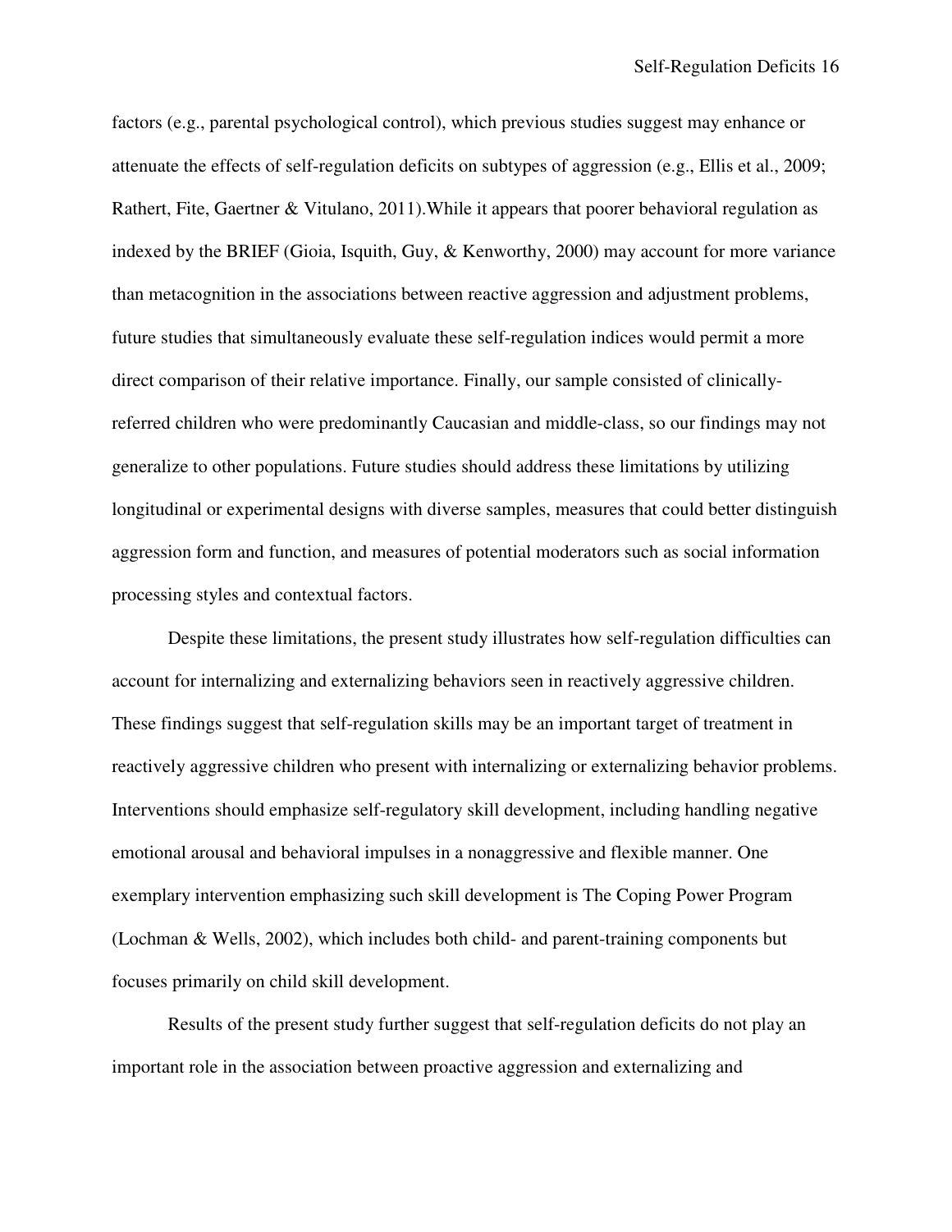factors (e.g., parental psychological control), which previous studies suggest may enhance or attenuate the effects of self-regulation deficits on subtypes of aggression (e.g., Ellis et al., 2009; Rathert, Fite, Gaertner & Vitulano, 2011).While it appears that poorer behavioral regulation as indexed by the BRIEF (Gioia, Isquith, Guy, & Kenworthy, 2000) may account for more variance than metacognition in the associations between reactive aggression and adjustment problems, future studies that simultaneously evaluate these self-regulation indices would permit a more direct comparison of their relative importance. Finally, our sample consisted of clinically-referred children who were predominantly Caucasian and middle-class, so our findings may not generalize to other populations. Future studies should address these limitations by utilizing longitudinal or experimental designs with diverse samples, measures that could better distinguish aggression form and function, and measures of potential moderators such as social information processing styles and contextual factors.

Despite these limitations, the present study illustrates how self-regulation difficulties can account for internalizing and externalizing behaviors seen in reactively aggressive children. These findings suggest that self-regulation skills may be an important target of treatment in reactively aggressive children who present with internalizing or externalizing behavior problems. Interventions should emphasize self-regulatory skill development, including handling negative emotional arousal and behavioral impulses in a nonaggressive and flexible manner. One exemplary intervention emphasizing such skill development is The Coping Power Program (Lochman & Wells, 2002), which includes both child- and parent-training components but focuses primarily on child skill development.

Results of the present study further suggest that self-regulation deficits do not play an important role in the association between proactive aggression and externalizing and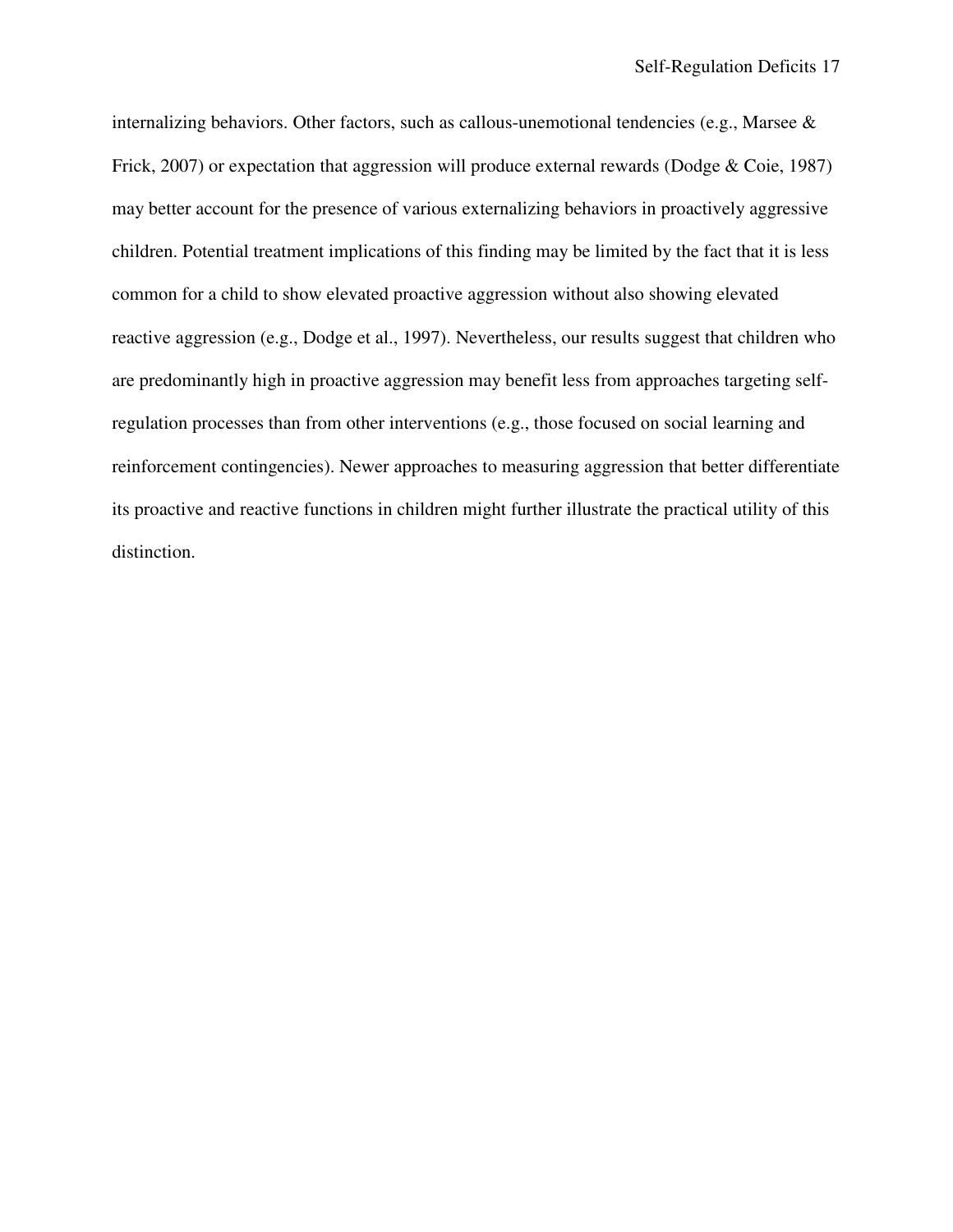internalizing behaviors. Other factors, such as callous-unemotional tendencies (e.g., Marsee & Frick, 2007) or expectation that aggression will produce external rewards (Dodge & Coie, 1987) may better account for the presence of various externalizing behaviors in proactively aggressive children. Potential treatment implications of this finding may be limited by the fact that it is less common for a child to show elevated proactive aggression without also showing elevated reactive aggression (e.g., Dodge et al., 1997). Nevertheless, our results suggest that children who are predominantly high in proactive aggression may benefit less from approaches targeting self-regulation processes than from other interventions (e.g., those focused on social learning and reinforcement contingencies). Newer approaches to measuring aggression that better differentiate its proactive and reactive functions in children might further illustrate the practical utility of this distinction.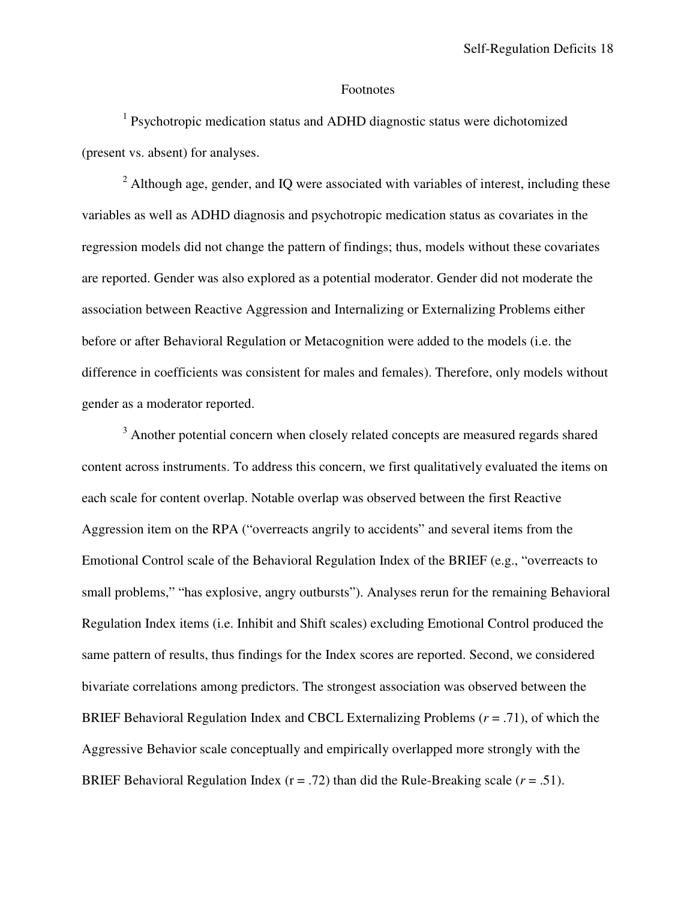# Footnotes

[1] Psychotropic medication status and ADHD diagnostic status were dichotomized (present vs. absent) for analyses.

[2] Although age, gender, and IQ were associated with variables of interest, including these variables as well as ADHD diagnosis and psychotropic medication status as covariates in the regression models did not change the pattern of findings; thus, models without these covariates are reported. Gender was also explored as a potential moderator. Gender did not moderate the association between Reactive Aggression and Internalizing or Externalizing Problems either before or after Behavioral Regulation or Metacognition were added to the models (i.e. the difference in coefficients was consistent for males and females). Therefore, only models without gender as a moderator reported.

[3] Another potential concern when closely related concepts are measured regards shared content across instruments. To address this concern, we first qualitatively evaluated the items on each scale for content overlap. Notable overlap was observed between the first Reactive Aggression item on the RPA ("overreacts angrily to accidents" and several items from the Emotional Control scale of the Behavioral Regulation Index of the BRIEF (e.g., "overreacts to small problems," "has explosive, angry outbursts"). Analyses rerun for the remaining Behavioral Regulation Index items (i.e. Inhibit and Shift scales) excluding Emotional Control produced the same pattern of results, thus findings for the Index scores are reported. Second, we considered bivariate correlations among predictors. The strongest association was observed between the BRIEF Behavioral Regulation Index and CBCL Externalizing Problems ($r = .71$), of which the Aggressive Behavior scale conceptually and empirically overlapped more strongly with the BRIEF Behavioral Regulation Index ($r = .72$) than did the Rule-Breaking scale ($r = .51$).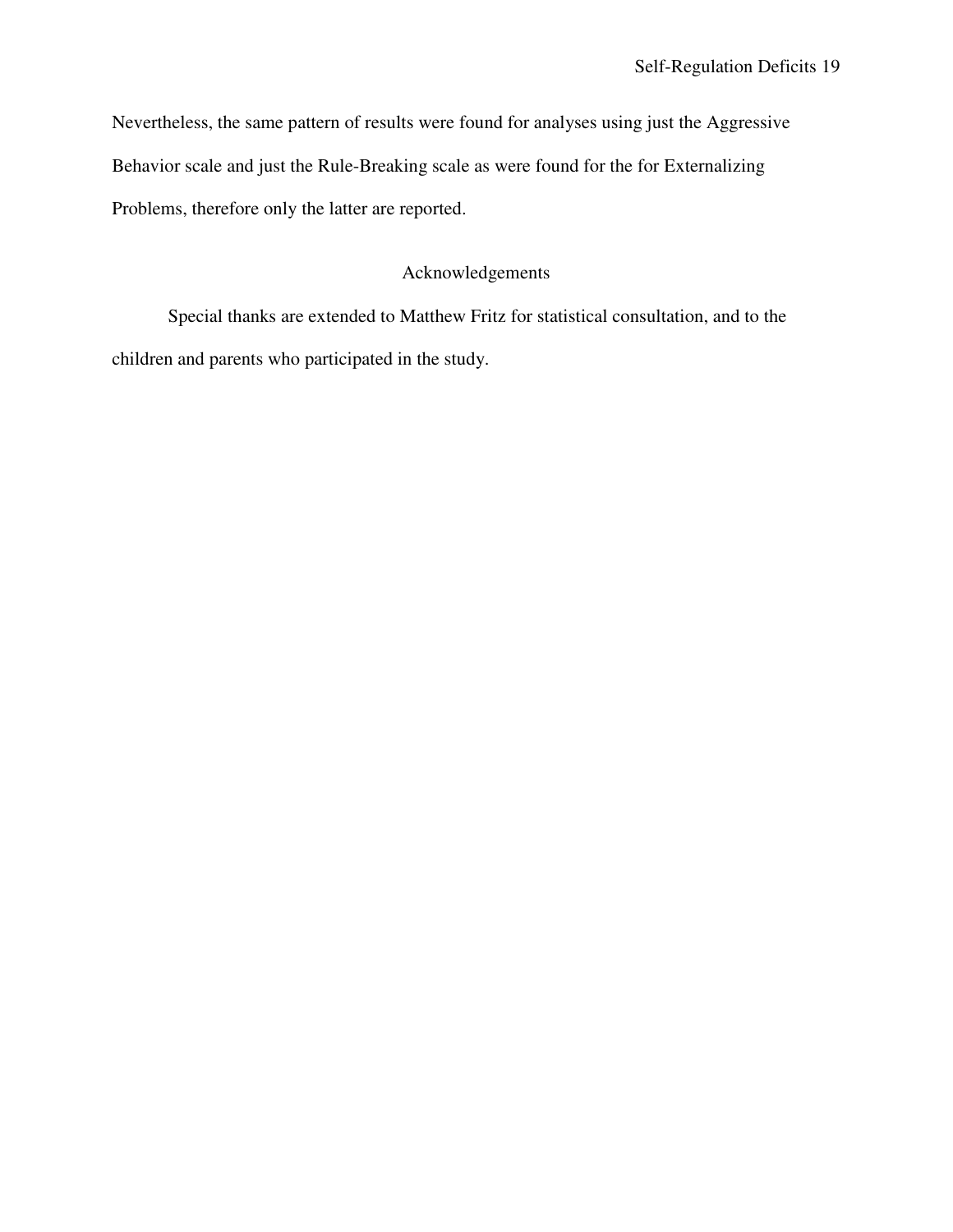Nevertheless, the same pattern of results were found for analyses using just the Aggressive Behavior scale and just the Rule-Breaking scale as were found for the for Externalizing Problems, therefore only the latter are reported.

## Acknowledgements

Special thanks are extended to Matthew Fritz for statistical consultation, and to the children and parents who participated in the study.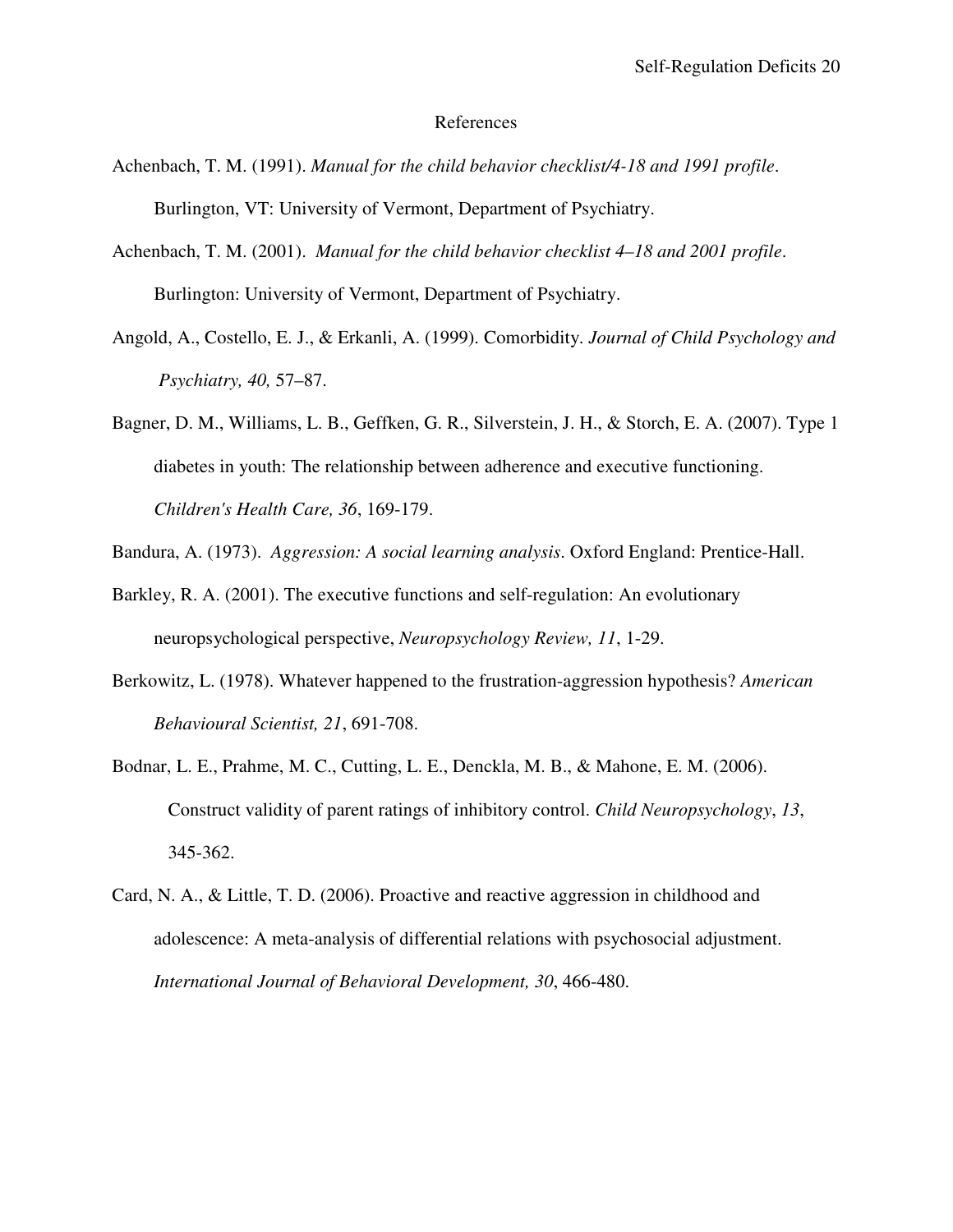# References

Achenbach, T. M. (1991). *Manual for the child behavior checklist/4-18 and 1991 profile*. Burlington, VT: University of Vermont, Department of Psychiatry.

Achenbach, T. M. (2001). *Manual for the child behavior checklist 4–18 and 2001 profile*. Burlington: University of Vermont, Department of Psychiatry.

Angold, A., Costello, E. J., & Erkanli, A. (1999). Comorbidity. *Journal of Child Psychology and Psychiatry, 40,* 57–87.

Bagner, D. M., Williams, L. B., Geffken, G. R., Silverstein, J. H., & Storch, E. A. (2007). Type 1 diabetes in youth: The relationship between adherence and executive functioning. *Children's Health Care, 36*, 169-179.

Bandura, A. (1973). *Aggression: A social learning analysis*. Oxford England: Prentice-Hall.

Barkley, R. A. (2001). The executive functions and self-regulation: An evolutionary neuropsychological perspective, *Neuropsychology Review, 11*, 1-29.

Berkowitz, L. (1978). Whatever happened to the frustration-aggression hypothesis? *American Behavioural Scientist, 21*, 691-708.

Bodnar, L. E., Prahme, M. C., Cutting, L. E., Denckla, M. B., & Mahone, E. M. (2006). Construct validity of parent ratings of inhibitory control. *Child Neuropsychology*, *13*, 345-362.

Card, N. A., & Little, T. D. (2006). Proactive and reactive aggression in childhood and adolescence: A meta-analysis of differential relations with psychosocial adjustment. *International Journal of Behavioral Development, 30*, 466-480.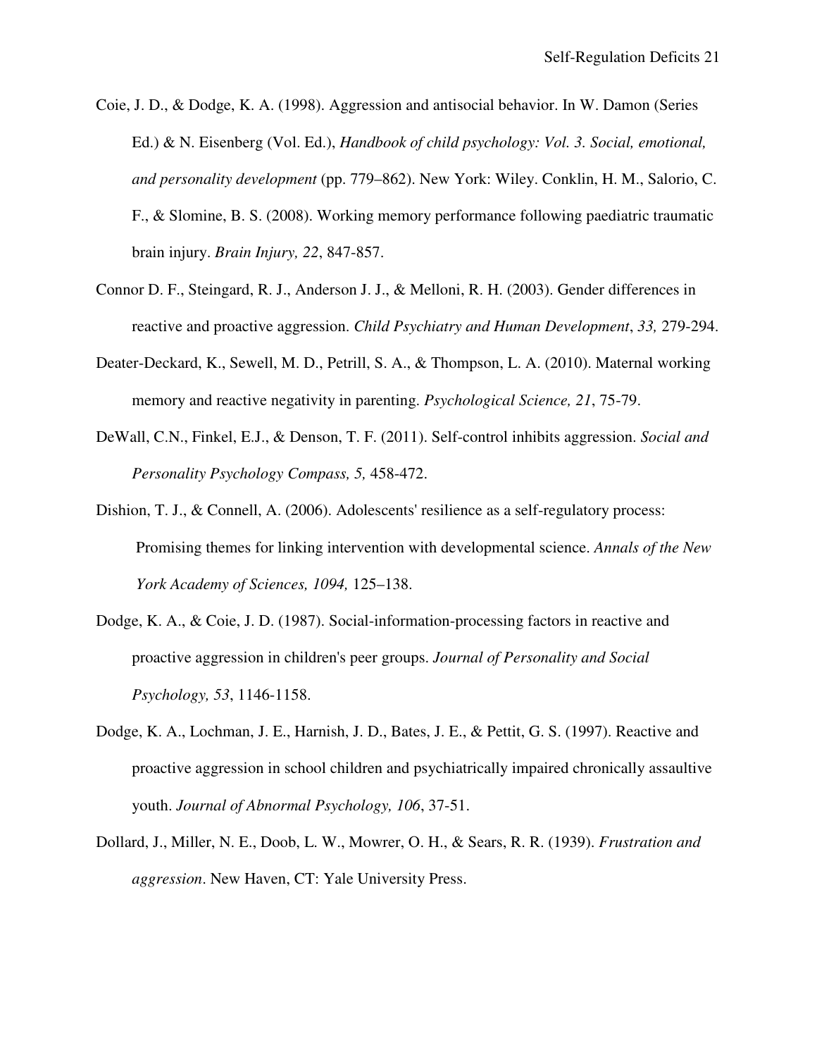Coie, J. D., & Dodge, K. A. (1998). Aggression and antisocial behavior. In W. Damon (Series Ed.) & N. Eisenberg (Vol. Ed.), *Handbook of child psychology: Vol. 3. Social, emotional, and personality development* (pp. 779–862). New York: Wiley. Conklin, H. M., Salorio, C. F., & Slomine, B. S. (2008). Working memory performance following paediatric traumatic brain injury. *Brain Injury, 22*, 847-857.

Connor D. F., Steingard, R. J., Anderson J. J., & Melloni, R. H. (2003). Gender differences in reactive and proactive aggression. *Child Psychiatry and Human Development*, *33,* 279-294.

Deater-Deckard, K., Sewell, M. D., Petrill, S. A., & Thompson, L. A. (2010). Maternal working memory and reactive negativity in parenting. *Psychological Science, 21*, 75-79.

DeWall, C.N., Finkel, E.J., & Denson, T. F. (2011). Self-control inhibits aggression. *Social and Personality Psychology Compass, 5,* 458-472.

Dishion, T. J., & Connell, A. (2006). Adolescents' resilience as a self-regulatory process: Promising themes for linking intervention with developmental science. *Annals of the New York Academy of Sciences, 1094,* 125–138.

Dodge, K. A., & Coie, J. D. (1987). Social-information-processing factors in reactive and proactive aggression in children's peer groups. *Journal of Personality and Social Psychology, 53*, 1146-1158.

Dodge, K. A., Lochman, J. E., Harnish, J. D., Bates, J. E., & Pettit, G. S. (1997). Reactive and proactive aggression in school children and psychiatrically impaired chronically assaultive youth. *Journal of Abnormal Psychology, 106*, 37-51.

Dollard, J., Miller, N. E., Doob, L. W., Mowrer, O. H., & Sears, R. R. (1939). *Frustration and aggression*. New Haven, CT: Yale University Press.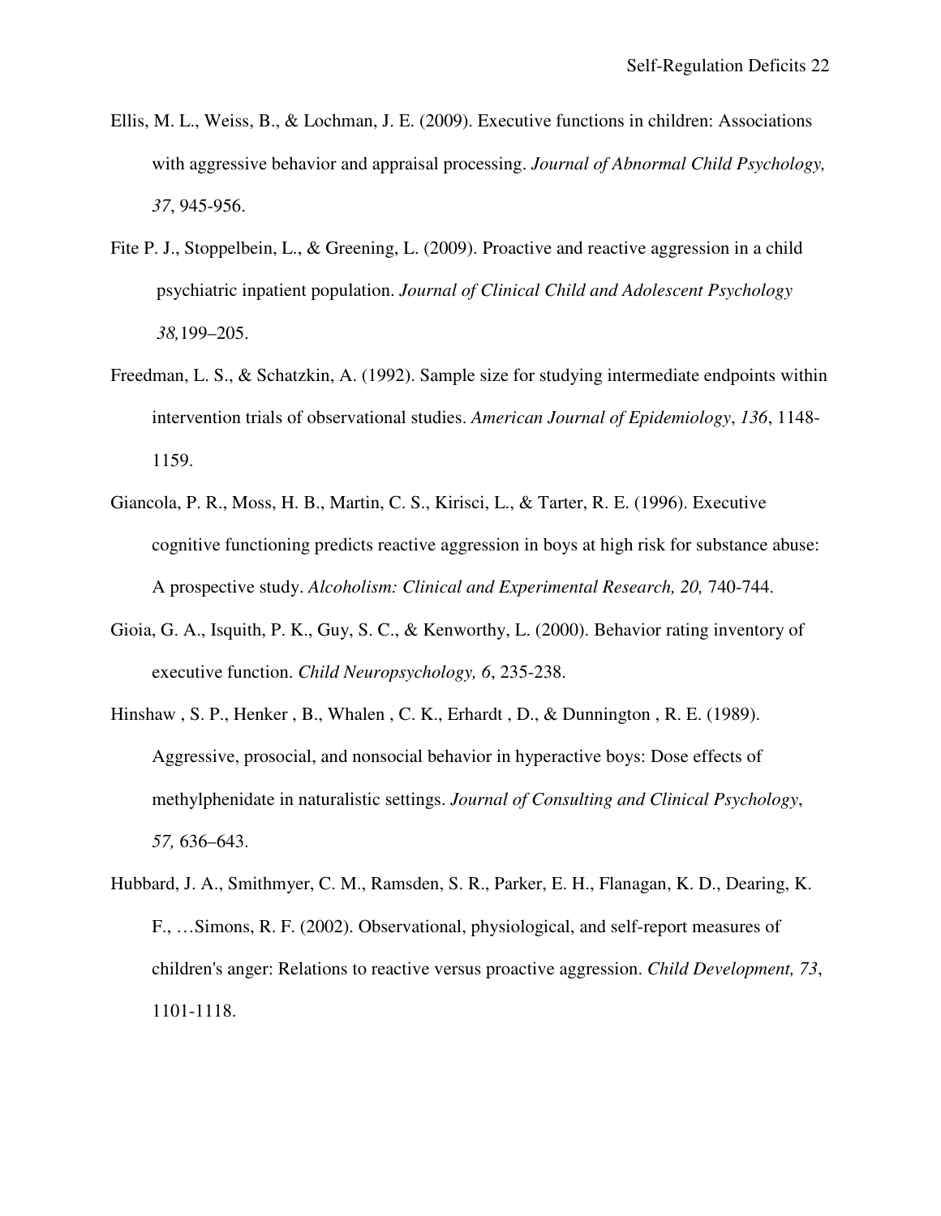Ellis, M. L., Weiss, B., & Lochman, J. E. (2009). Executive functions in children: Associations with aggressive behavior and appraisal processing. *Journal of Abnormal Child Psychology, 37*, 945-956.

Fite P. J., Stoppelbein, L., & Greening, L. (2009). Proactive and reactive aggression in a child psychiatric inpatient population. *Journal of Clinical Child and Adolescent Psychology 38,*199–205.

Freedman, L. S., & Schatzkin, A. (1992). Sample size for studying intermediate endpoints within intervention trials of observational studies. *American Journal of Epidemiology*, *136*, 1148-1159.

Giancola, P. R., Moss, H. B., Martin, C. S., Kirisci, L., & Tarter, R. E. (1996). Executive cognitive functioning predicts reactive aggression in boys at high risk for substance abuse: A prospective study. *Alcoholism: Clinical and Experimental Research, 20,* 740-744.

Gioia, G. A., Isquith, P. K., Guy, S. C., & Kenworthy, L. (2000). Behavior rating inventory of executive function. *Child Neuropsychology, 6*, 235-238.

Hinshaw , S. P., Henker , B., Whalen , C. K., Erhardt , D., & Dunnington , R. E. (1989). Aggressive, prosocial, and nonsocial behavior in hyperactive boys: Dose effects of methylphenidate in naturalistic settings. *Journal of Consulting and Clinical Psychology*, *57,* 636–643.

Hubbard, J. A., Smithmyer, C. M., Ramsden, S. R., Parker, E. H., Flanagan, K. D., Dearing, K. F., …Simons, R. F. (2002). Observational, physiological, and self-report measures of children's anger: Relations to reactive versus proactive aggression. *Child Development, 73*, 1101-1118.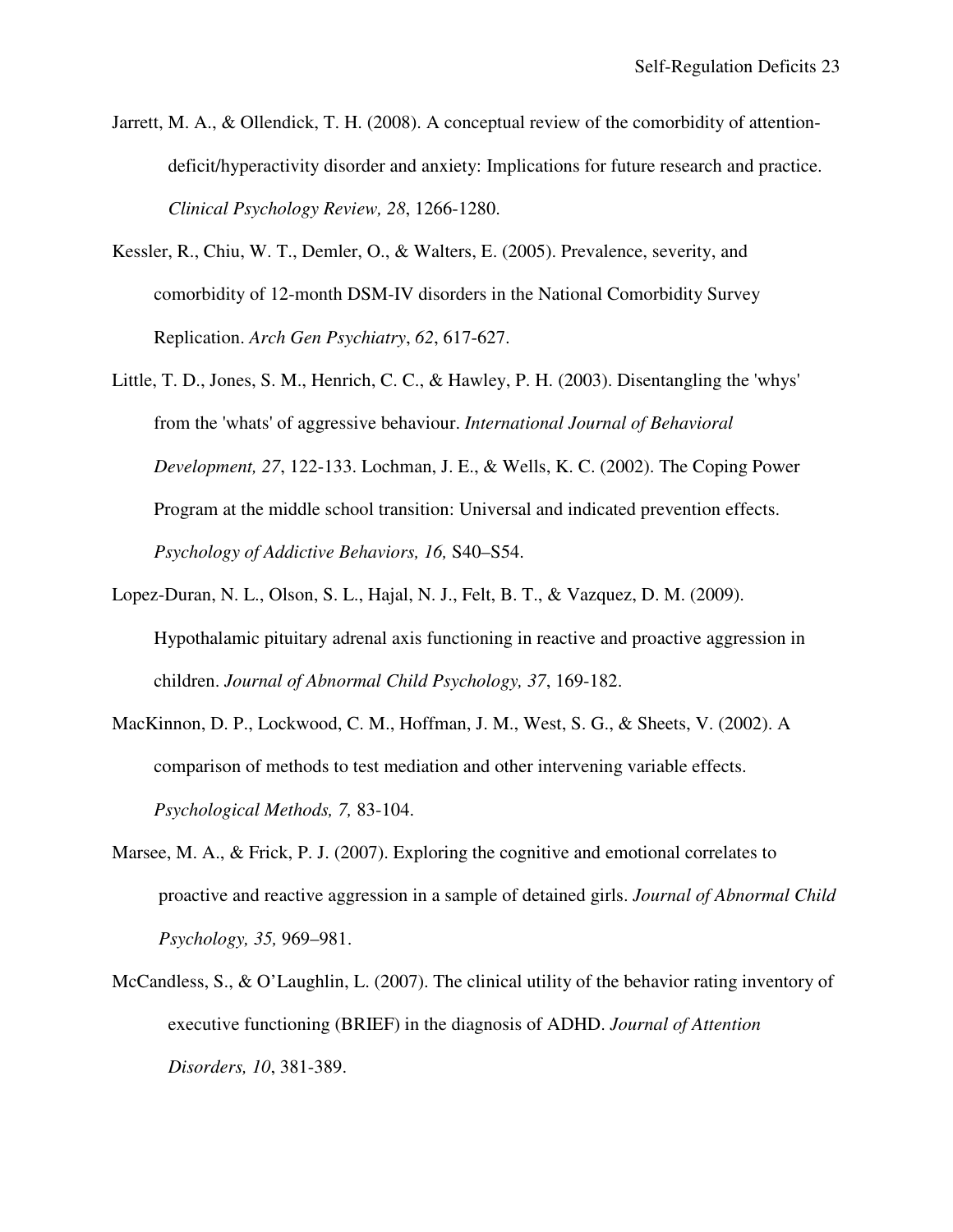Jarrett, M. A., & Ollendick, T. H. (2008). A conceptual review of the comorbidity of attention-deficit/hyperactivity disorder and anxiety: Implications for future research and practice. *Clinical Psychology Review, 28*, 1266-1280.

Kessler, R., Chiu, W. T., Demler, O., & Walters, E. (2005). Prevalence, severity, and comorbidity of 12-month DSM-IV disorders in the National Comorbidity Survey Replication. *Arch Gen Psychiatry*, *62*, 617-627.

Little, T. D., Jones, S. M., Henrich, C. C., & Hawley, P. H. (2003). Disentangling the 'whys' from the 'whats' of aggressive behaviour. *International Journal of Behavioral Development, 27*, 122-133. Lochman, J. E., & Wells, K. C. (2002). The Coping Power Program at the middle school transition: Universal and indicated prevention effects. *Psychology of Addictive Behaviors, 16,* S40–S54.

Lopez-Duran, N. L., Olson, S. L., Hajal, N. J., Felt, B. T., & Vazquez, D. M. (2009). Hypothalamic pituitary adrenal axis functioning in reactive and proactive aggression in children. *Journal of Abnormal Child Psychology, 37*, 169-182.

MacKinnon, D. P., Lockwood, C. M., Hoffman, J. M., West, S. G., & Sheets, V. (2002). A comparison of methods to test mediation and other intervening variable effects. *Psychological Methods, 7,* 83-104.

Marsee, M. A., & Frick, P. J. (2007). Exploring the cognitive and emotional correlates to proactive and reactive aggression in a sample of detained girls. *Journal of Abnormal Child Psychology, 35,* 969–981.

McCandless, S., & O'Laughlin, L. (2007). The clinical utility of the behavior rating inventory of executive functioning (BRIEF) in the diagnosis of ADHD. *Journal of Attention Disorders, 10*, 381-389.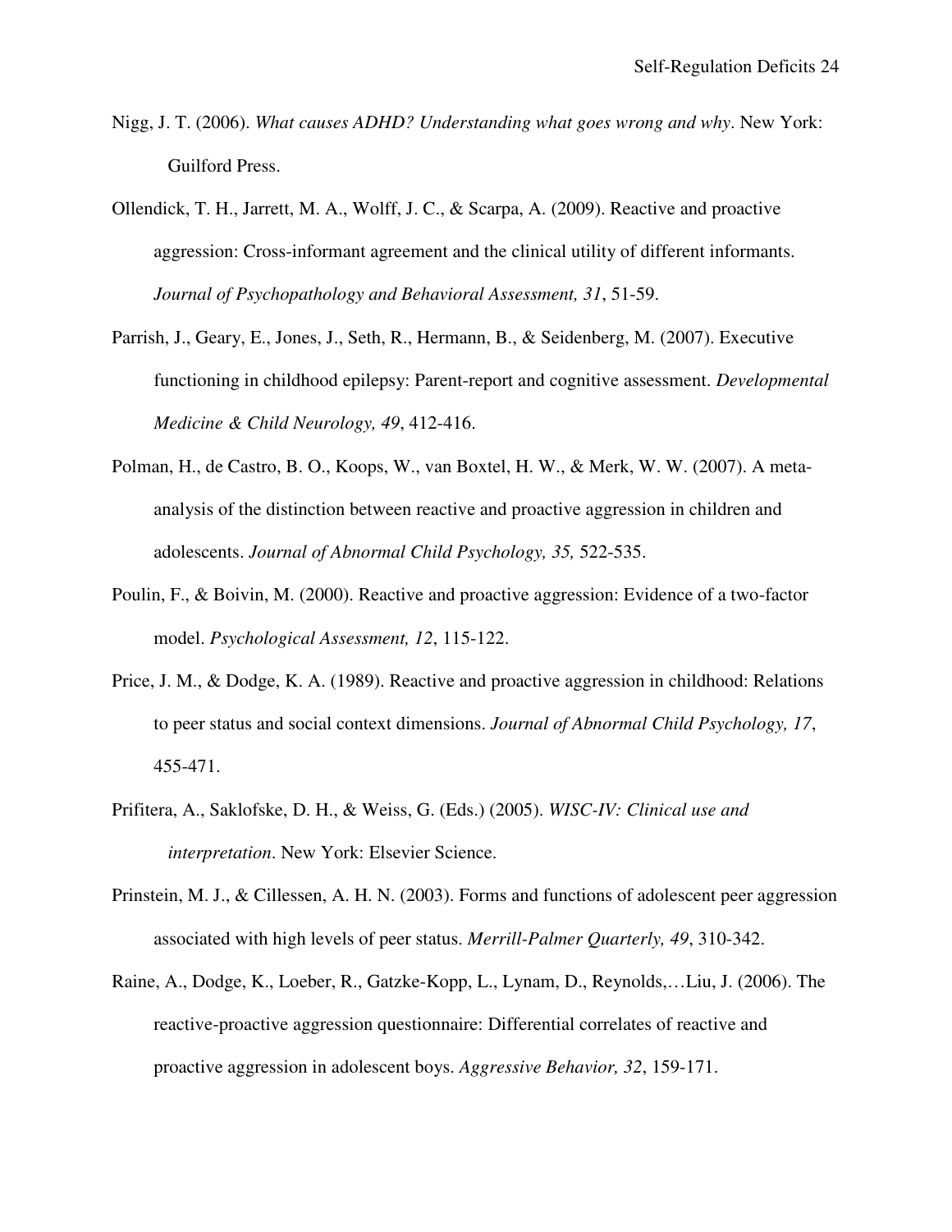Nigg, J. T. (2006). *What causes ADHD? Understanding what goes wrong and why*. New York: Guilford Press.

Ollendick, T. H., Jarrett, M. A., Wolff, J. C., & Scarpa, A. (2009). Reactive and proactive aggression: Cross-informant agreement and the clinical utility of different informants. *Journal of Psychopathology and Behavioral Assessment, 31*, 51-59.

Parrish, J., Geary, E., Jones, J., Seth, R., Hermann, B., & Seidenberg, M. (2007). Executive functioning in childhood epilepsy: Parent-report and cognitive assessment. *Developmental Medicine & Child Neurology, 49*, 412-416.

Polman, H., de Castro, B. O., Koops, W., van Boxtel, H. W., & Merk, W. W. (2007). A meta-analysis of the distinction between reactive and proactive aggression in children and adolescents. *Journal of Abnormal Child Psychology, 35,* 522-535.

Poulin, F., & Boivin, M. (2000). Reactive and proactive aggression: Evidence of a two-factor model. *Psychological Assessment, 12*, 115-122.

Price, J. M., & Dodge, K. A. (1989). Reactive and proactive aggression in childhood: Relations to peer status and social context dimensions. *Journal of Abnormal Child Psychology, 17*, 455-471.

Prifitera, A., Saklofske, D. H., & Weiss, G. (Eds.) (2005). *WISC-IV: Clinical use and interpretation*. New York: Elsevier Science.

Prinstein, M. J., & Cillessen, A. H. N. (2003). Forms and functions of adolescent peer aggression associated with high levels of peer status. *Merrill-Palmer Quarterly, 49*, 310-342.

Raine, A., Dodge, K., Loeber, R., Gatzke-Kopp, L., Lynam, D., Reynolds,…Liu, J. (2006). The reactive-proactive aggression questionnaire: Differential correlates of reactive and proactive aggression in adolescent boys. *Aggressive Behavior, 32*, 159-171.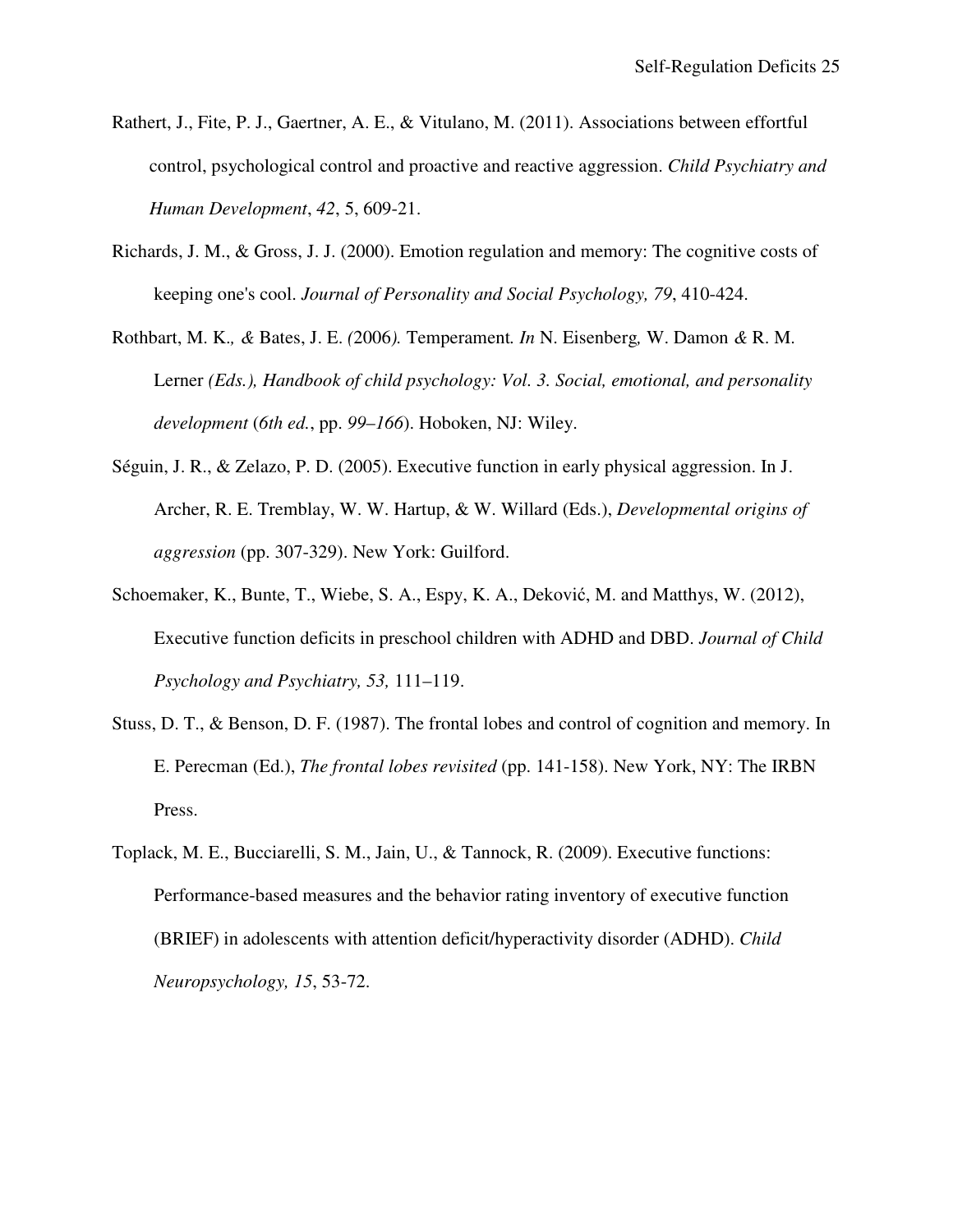Rathert, J., Fite, P. J., Gaertner, A. E., & Vitulano, M. (2011). Associations between effortful control, psychological control and proactive and reactive aggression. *Child Psychiatry and Human Development*, *42*, 5, 609-21.

Richards, J. M., & Gross, J. J. (2000). Emotion regulation and memory: The cognitive costs of keeping one's cool. *Journal of Personality and Social Psychology, 79*, 410-424.

Rothbart, M. K*.,* & Bates, J. E. *(*2006*).* Temperament*. In* N. Eisenberg*,* W. Damon *&* R. M. Lerner *(Eds.), Handbook of child psychology: Vol. 3. Social, emotional, and personality development* (*6th ed.*, pp. *99–166*). Hoboken, NJ: Wiley.

Séguin, J. R., & Zelazo, P. D. (2005). Executive function in early physical aggression. In J. Archer, R. E. Tremblay, W. W. Hartup, & W. Willard (Eds.), *Developmental origins of aggression* (pp. 307-329). New York: Guilford.

Schoemaker, K., Bunte, T., Wiebe, S. A., Espy, K. A., Deković, M. and Matthys, W. (2012), Executive function deficits in preschool children with ADHD and DBD. *Journal of Child Psychology and Psychiatry, 53,* 111–119.

Stuss, D. T., & Benson, D. F. (1987). The frontal lobes and control of cognition and memory. In E. Perecman (Ed.), *The frontal lobes revisited* (pp. 141-158). New York, NY: The IRBN Press.

Toplack, M. E., Bucciarelli, S. M., Jain, U., & Tannock, R. (2009). Executive functions: Performance-based measures and the behavior rating inventory of executive function (BRIEF) in adolescents with attention deficit/hyperactivity disorder (ADHD). *Child Neuropsychology, 15*, 53-72.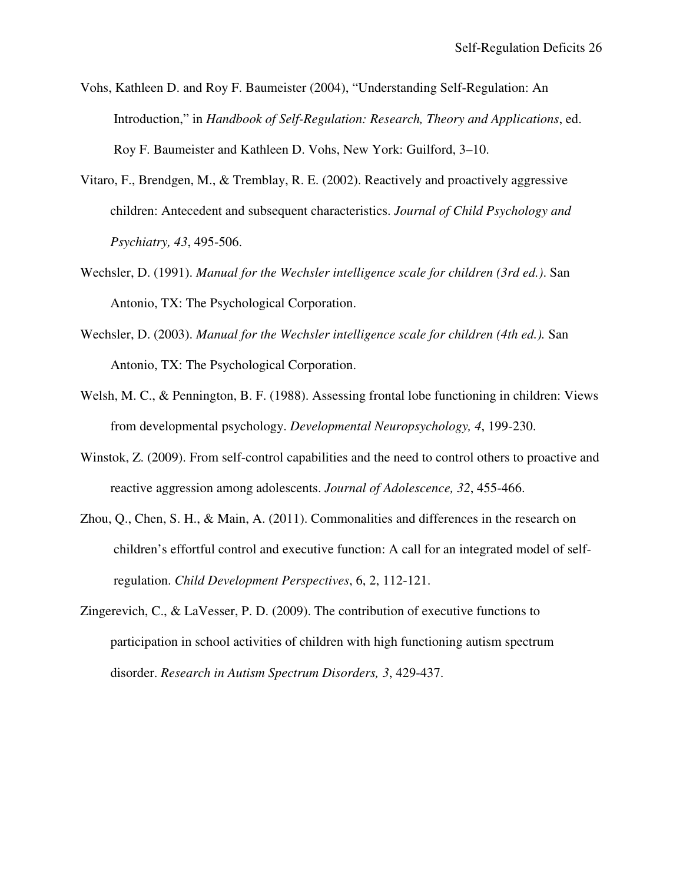Vohs, Kathleen D. and Roy F. Baumeister (2004), "Understanding Self-Regulation: An Introduction," in *Handbook of Self-Regulation: Research, Theory and Applications*, ed. Roy F. Baumeister and Kathleen D. Vohs, New York: Guilford, 3–10.

Vitaro, F., Brendgen, M., & Tremblay, R. E. (2002). Reactively and proactively aggressive children: Antecedent and subsequent characteristics. *Journal of Child Psychology and Psychiatry, 43*, 495-506.

Wechsler, D. (1991). *Manual for the Wechsler intelligence scale for children (3rd ed.)*. San Antonio, TX: The Psychological Corporation.

Wechsler, D. (2003). *Manual for the Wechsler intelligence scale for children (4th ed.).* San Antonio, TX: The Psychological Corporation.

Welsh, M. C., & Pennington, B. F. (1988). Assessing frontal lobe functioning in children: Views from developmental psychology. *Developmental Neuropsychology, 4*, 199-230.

Winstok, Z. (2009). From self-control capabilities and the need to control others to proactive and reactive aggression among adolescents. *Journal of Adolescence, 32*, 455-466.

Zhou, Q., Chen, S. H., & Main, A. (2011). Commonalities and differences in the research on children's effortful control and executive function: A call for an integrated model of self-regulation. *Child Development Perspectives*, 6, 2, 112-121.

Zingerevich, C., & LaVesser, P. D. (2009). The contribution of executive functions to participation in school activities of children with high functioning autism spectrum disorder. *Research in Autism Spectrum Disorders, 3*, 429-437.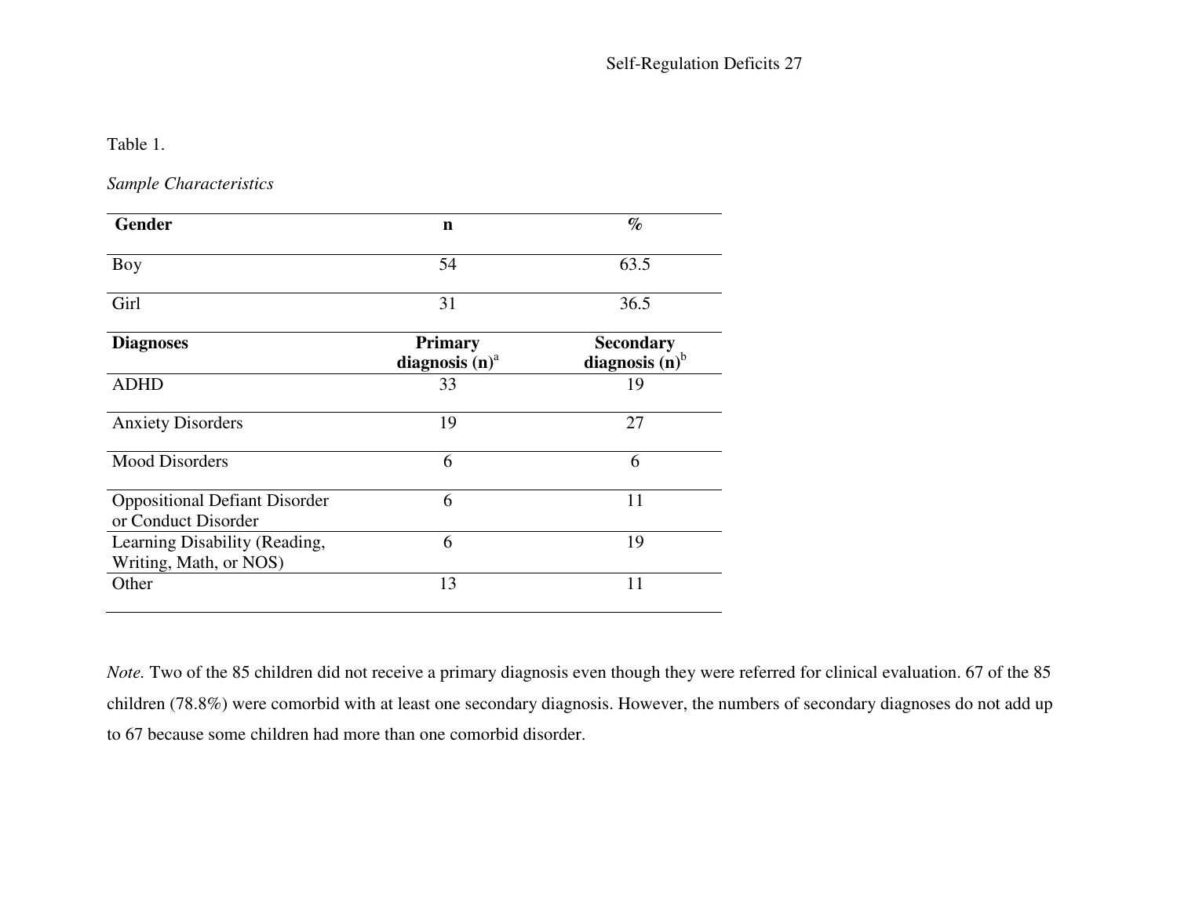Table 1.

*Sample Characteristics*

| **Gender** | **n** | **%** |
|---|---|---|
| Boy | 54 | 63.5 |
| Girl | 31 | 36.5 |
| **Diagnoses** | **Primary diagnosis (n)**[a] | **Secondary diagnosis (n)**[b] |
| ADHD | 33 | 19 |
| Anxiety Disorders | 19 | 27 |
| Mood Disorders | 6 | 6 |
| Oppositional Defiant Disorder or Conduct Disorder | 6 | 11 |
| Learning Disability (Reading, Writing, Math, or NOS) | 6 | 19 |
| Other | 13 | 11 |

*Note.* Two of the 85 children did not receive a primary diagnosis even though they were referred for clinical evaluation. 67 of the 85 children (78.8%) were comorbid with at least one secondary diagnosis. However, the numbers of secondary diagnoses do not add up to 67 because some children had more than one comorbid disorder.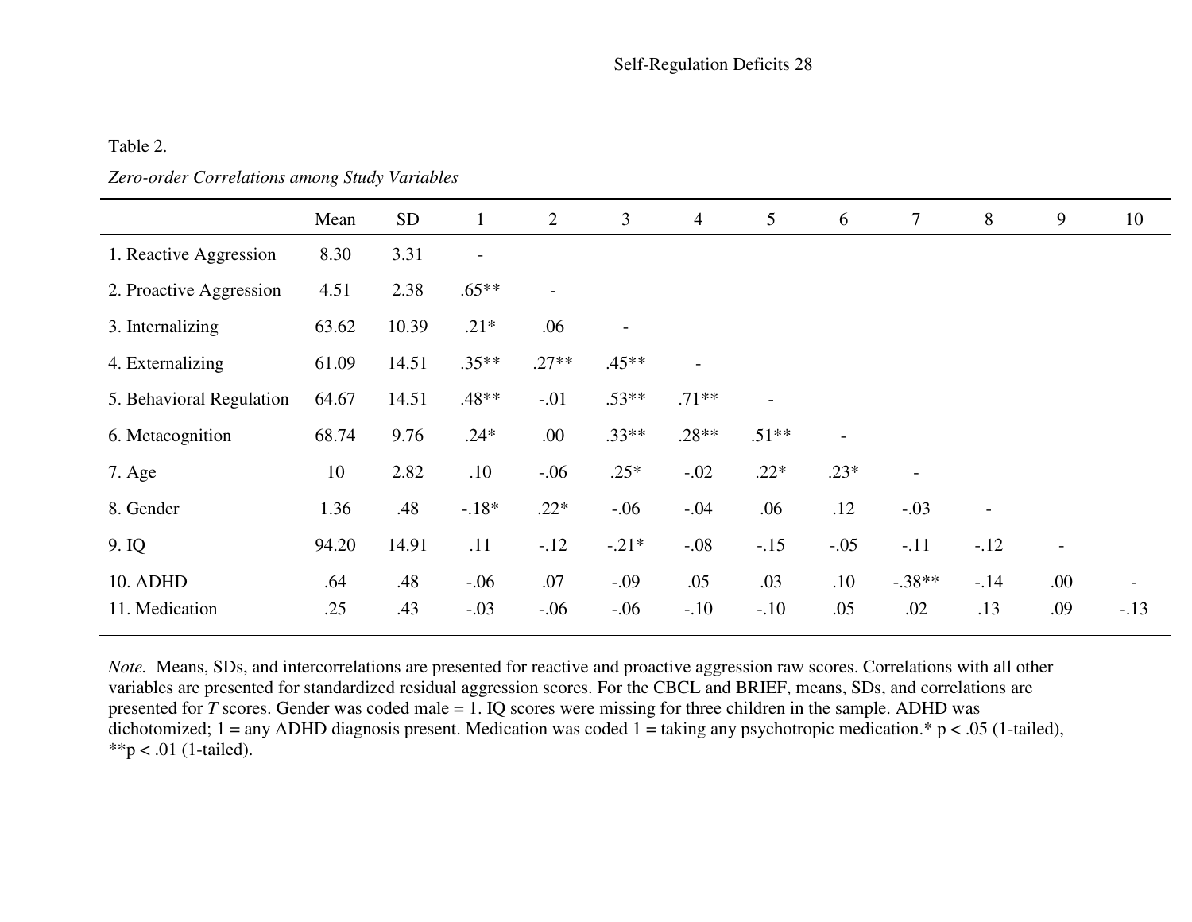Table 2.

*Zero-order Correlations among Study Variables*

| | Mean | SD | 1 | 2 | 3 | 4 | 5 | 6 | 7 | 8 | 9 | 10 |
|---|---|---|---|---|---|---|---|---|---|---|---|---|
| 1. Reactive Aggression | 8.30 | 3.31 | - | | | | | | | | | |
| 2. Proactive Aggression | 4.51 | 2.38 | .65** | - | | | | | | | | |
| 3. Internalizing | 63.62 | 10.39 | .21* | .06 | - | | | | | | | |
| 4. Externalizing | 61.09 | 14.51 | .35** | .27** | .45** | - | | | | | | |
| 5. Behavioral Regulation | 64.67 | 14.51 | .48** | -.01 | .53** | .71** | - | | | | | |
| 6. Metacognition | 68.74 | 9.76 | .24* | .00 | .33** | .28** | .51** | - | | | | |
| 7. Age | 10 | 2.82 | .10 | -.06 | .25* | -.02 | .22* | .23* | - | | | |
| 8. Gender | 1.36 | .48 | -.18* | .22* | -.06 | -.04 | .06 | .12 | -.03 | - | | |
| 9. IQ | 94.20 | 14.91 | .11 | -.12 | -.21* | -.08 | -.15 | -.05 | -.11 | -.12 | - | |
| 10. ADHD | .64 | .48 | -.06 | .07 | -.09 | .05 | .03 | .10 | -.38** | -.14 | .00 | - |
| 11. Medication | .25 | .43 | -.03 | -.06 | -.06 | -.10 | -.10 | .05 | .02 | .13 | .09 | -.13 |

*Note.* Means, SDs, and intercorrelations are presented for reactive and proactive aggression raw scores. Correlations with all other variables are presented for standardized residual aggression scores. For the CBCL and BRIEF, means, SDs, and correlations are presented for *T* scores. Gender was coded male = 1. IQ scores were missing for three children in the sample. ADHD was dichotomized; 1 = any ADHD diagnosis present. Medication was coded 1 = taking any psychotropic medication.* $p < .05$ (1-tailed), ** $p < .01$ (1-tailed).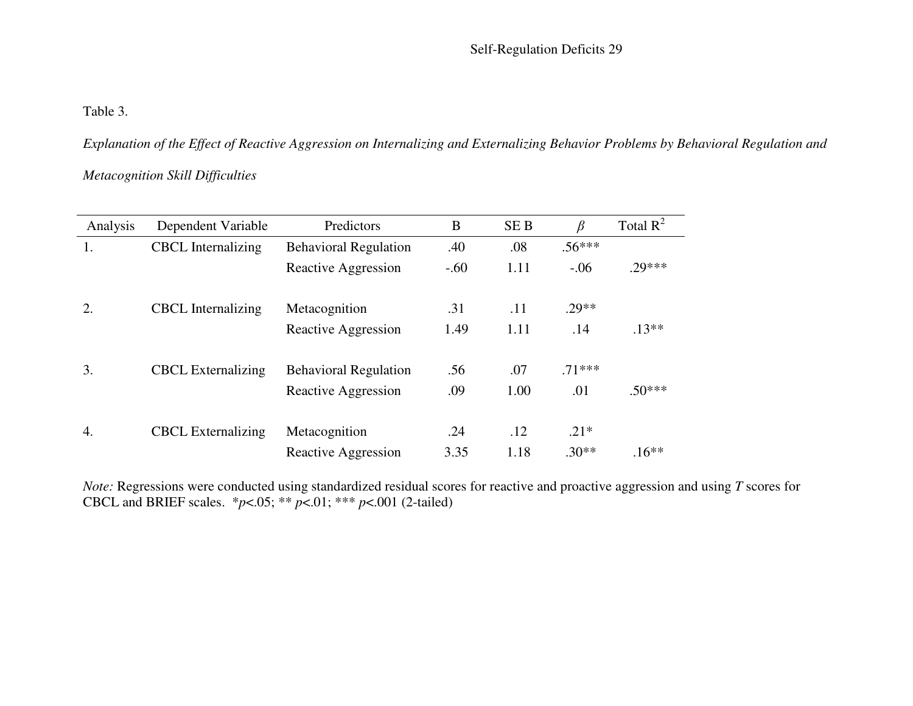Table 3.

*Explanation of the Effect of Reactive Aggression on Internalizing and Externalizing Behavior Problems by Behavioral Regulation and Metacognition Skill Difficulties*

| Analysis | Dependent Variable | Predictors | B | SE B | $\beta$ | Total $R^2$ |
|---|---|---|---|---|---|---|
| 1. | CBCL Internalizing | Behavioral Regulation | .40 | .08 | .56*** | |
| | | Reactive Aggression | -.60 | 1.11 | -.06 | .29*** |
| 2. | CBCL Internalizing | Metacognition | .31 | .11 | .29** | |
| | | Reactive Aggression | 1.49 | 1.11 | .14 | .13** |
| 3. | CBCL Externalizing | Behavioral Regulation | .56 | .07 | .71*** | |
| | | Reactive Aggression | .09 | 1.00 | .01 | .50*** |
| 4. | CBCL Externalizing | Metacognition | .24 | .12 | .21* | |
| | | Reactive Aggression | 3.35 | 1.18 | .30** | .16** |

*Note:* Regressions were conducted using standardized residual scores for reactive and proactive aggression and using *T* scores for CBCL and BRIEF scales. \**p*<.05; \*\* *p*<.01; \*\*\* *p*<.001 (2-tailed)